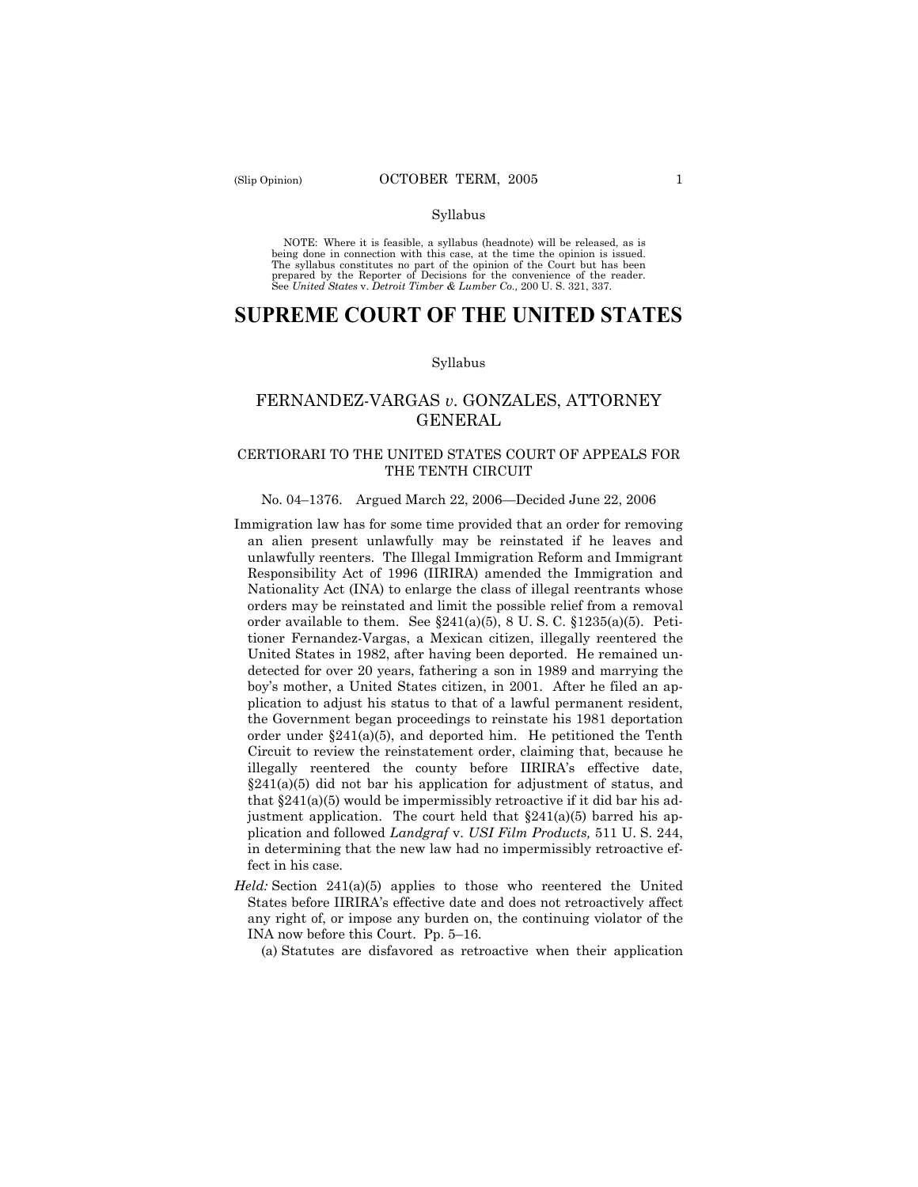Syllabus

NOTE: Where it is feasible, a syllabus (headnote) will be released, as is being done in connection with this case, at the time the opinion is issued. The syllabus constitutes no part of the opinion of the Court but has been prepared by the Reporter of Decisions for the convenience of the reader. See *United States* v. *Detroit Timber & Lumber Co.,* 200 U. S. 321, 337.

# SUPREME COURT OF THE UNITED STATES

Syllabus

## FERNANDEZ-VARGAS *v.* GONZALES, ATTORNEY GENERAL

### CERTIORARI TO THE UNITED STATES COURT OF APPEALS FOR THE TENTH CIRCUIT

No. 04–1376. Argued March 22, 2006—Decided June 22, 2006

Immigration law has for some time provided that an order for removing an alien present unlawfully may be reinstated if he leaves and unlawfully reenters. The Illegal Immigration Reform and Immigrant Responsibility Act of 1996 (IIRIRA) amended the Immigration and Nationality Act (INA) to enlarge the class of illegal reentrants whose orders may be reinstated and limit the possible relief from a removal order available to them. See §241(a)(5), 8 U. S. C. §1235(a)(5). Petitioner Fernandez-Vargas, a Mexican citizen, illegally reentered the United States in 1982, after having been deported. He remained undetected for over 20 years, fathering a son in 1989 and marrying the boy's mother, a United States citizen, in 2001. After he filed an application to adjust his status to that of a lawful permanent resident, the Government began proceedings to reinstate his 1981 deportation order under §241(a)(5), and deported him. He petitioned the Tenth Circuit to review the reinstatement order, claiming that, because he illegally reentered the county before IIRIRA's effective date, §241(a)(5) did not bar his application for adjustment of status, and that §241(a)(5) would be impermissibly retroactive if it did bar his adjustment application. The court held that §241(a)(5) barred his application and followed *Landgraf* v. *USI Film Products,* 511 U. S. 244, in determining that the new law had no impermissibly retroactive effect in his case.

*Held:* Section 241(a)(5) applies to those who reentered the United States before IIRIRA's effective date and does not retroactively affect any right of, or impose any burden on, the continuing violator of the INA now before this Court. Pp. 5–16.

(a) Statutes are disfavored as retroactive when their application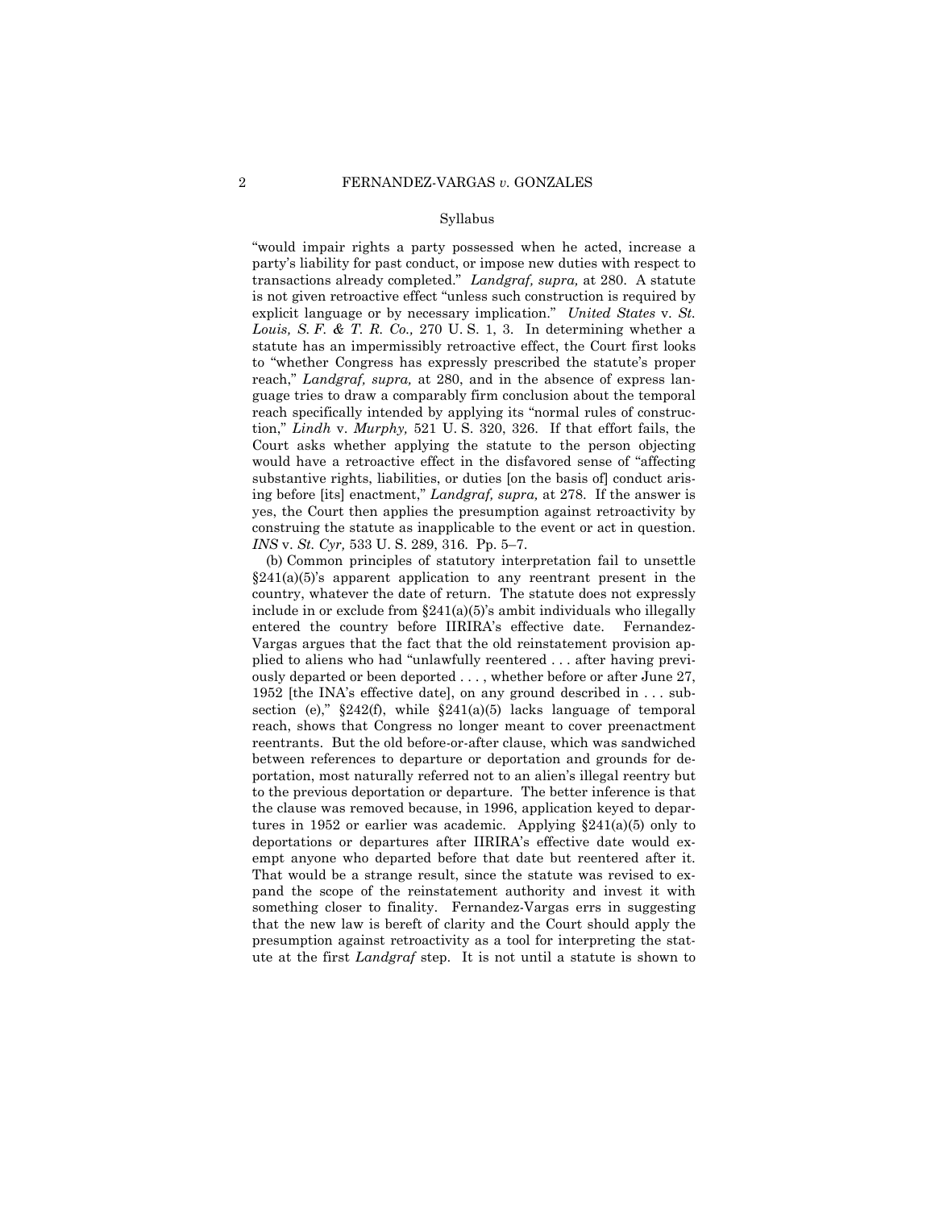Syllabus

"would impair rights a party possessed when he acted, increase a party's liability for past conduct, or impose new duties with respect to transactions already completed." *Landgraf, supra,* at 280. A statute is not given retroactive effect "unless such construction is required by explicit language or by necessary implication." *United States* v. *St. Louis, S. F. & T. R. Co.,* 270 U. S. 1, 3. In determining whether a statute has an impermissibly retroactive effect, the Court first looks to "whether Congress has expressly prescribed the statute's proper reach," *Landgraf, supra,* at 280, and in the absence of express language tries to draw a comparably firm conclusion about the temporal reach specifically intended by applying its "normal rules of construction," *Lindh* v. *Murphy,* 521 U. S. 320, 326. If that effort fails, the Court asks whether applying the statute to the person objecting would have a retroactive effect in the disfavored sense of "affecting substantive rights, liabilities, or duties [on the basis of] conduct arising before [its] enactment," *Landgraf, supra,* at 278. If the answer is yes, the Court then applies the presumption against retroactivity by construing the statute as inapplicable to the event or act in question. *INS* v. *St. Cyr,* 533 U. S. 289, 316. Pp. 5–7.

(b) Common principles of statutory interpretation fail to unsettle §241(a)(5)'s apparent application to any reentrant present in the country, whatever the date of return. The statute does not expressly include in or exclude from §241(a)(5)'s ambit individuals who illegally entered the country before IIRIRA's effective date. Fernandez-Vargas argues that the fact that the old reinstatement provision applied to aliens who had "unlawfully reentered . . . after having previously departed or been deported . . . , whether before or after June 27, 1952 [the INA's effective date], on any ground described in . . . subsection (e)," §242(f), while §241(a)(5) lacks language of temporal reach, shows that Congress no longer meant to cover preenactment reentrants. But the old before-or-after clause, which was sandwiched between references to departure or deportation and grounds for deportation, most naturally referred not to an alien's illegal reentry but to the previous deportation or departure. The better inference is that the clause was removed because, in 1996, application keyed to departures in 1952 or earlier was academic. Applying §241(a)(5) only to deportations or departures after IIRIRA's effective date would exempt anyone who departed before that date but reentered after it. That would be a strange result, since the statute was revised to expand the scope of the reinstatement authority and invest it with something closer to finality. Fernandez-Vargas errs in suggesting that the new law is bereft of clarity and the Court should apply the presumption against retroactivity as a tool for interpreting the statute at the first *Landgraf* step. It is not until a statute is shown to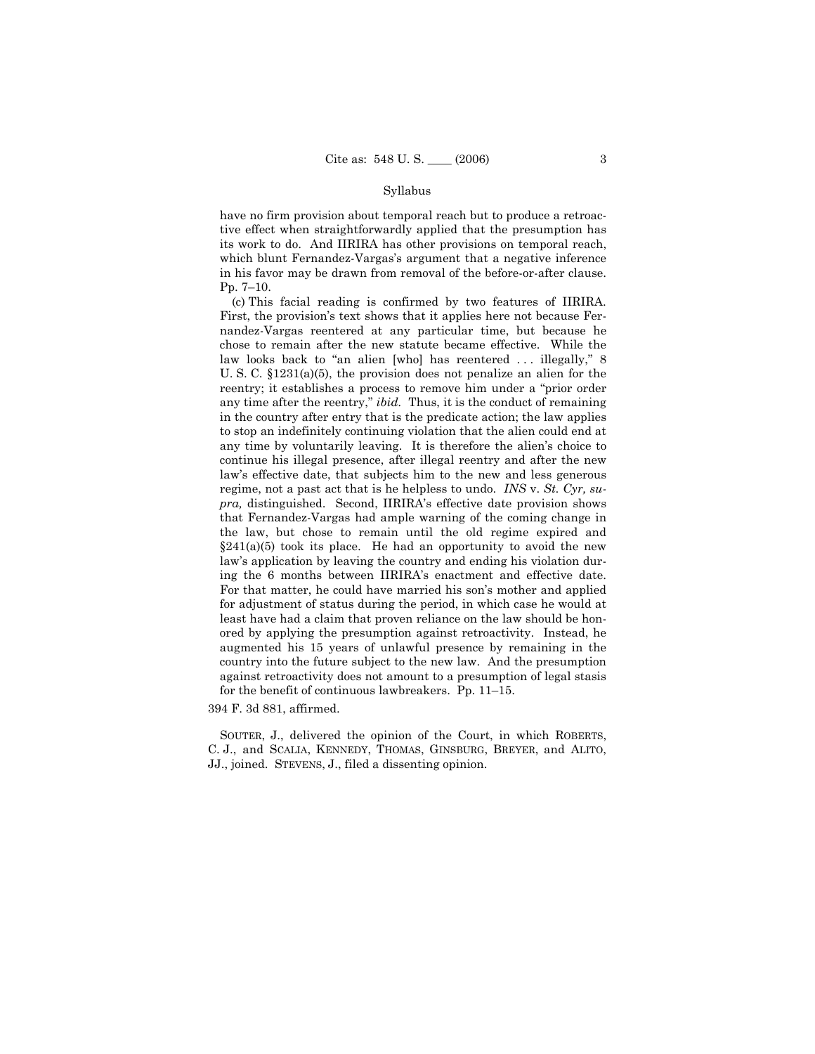have no firm provision about temporal reach but to produce a retroactive effect when straightforwardly applied that the presumption has its work to do. And IIRIRA has other provisions on temporal reach, which blunt Fernandez-Vargas's argument that a negative inference in his favor may be drawn from removal of the before-or-after clause. Pp. 7–10.

(c) This facial reading is confirmed by two features of IIRIRA. First, the provision's text shows that it applies here not because Fernandez-Vargas reentered at any particular time, but because he chose to remain after the new statute became effective. While the law looks back to "an alien [who] has reentered . . . illegally," 8 U. S. C. §1231(a)(5), the provision does not penalize an alien for the reentry; it establishes a process to remove him under a "prior order any time after the reentry," *ibid.* Thus, it is the conduct of remaining in the country after entry that is the predicate action; the law applies to stop an indefinitely continuing violation that the alien could end at any time by voluntarily leaving. It is therefore the alien's choice to continue his illegal presence, after illegal reentry and after the new law's effective date, that subjects him to the new and less generous regime, not a past act that is he helpless to undo. *INS* v. *St. Cyr, supra,* distinguished. Second, IIRIRA's effective date provision shows that Fernandez-Vargas had ample warning of the coming change in the law, but chose to remain until the old regime expired and §241(a)(5) took its place. He had an opportunity to avoid the new law's application by leaving the country and ending his violation during the 6 months between IIRIRA's enactment and effective date. For that matter, he could have married his son's mother and applied for adjustment of status during the period, in which case he would at least have had a claim that proven reliance on the law should be honored by applying the presumption against retroactivity. Instead, he augmented his 15 years of unlawful presence by remaining in the country into the future subject to the new law. And the presumption against retroactivity does not amount to a presumption of legal stasis for the benefit of continuous lawbreakers. Pp. 11–15.

394 F. 3d 881, affirmed.

SOUTER, J., delivered the opinion of the Court, in which ROBERTS, C. J., and SCALIA, KENNEDY, THOMAS, GINSBURG, BREYER, and ALITO, JJ., joined. STEVENS, J., filed a dissenting opinion.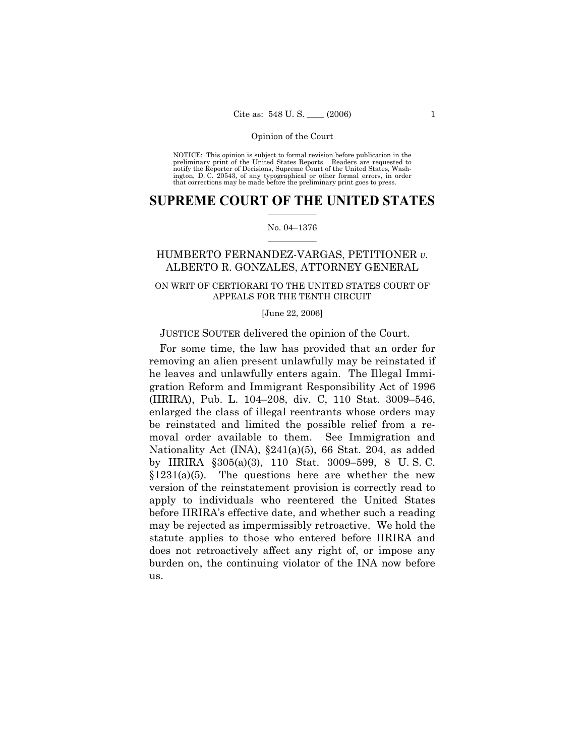NOTICE: This opinion is subject to formal revision before publication in the preliminary print of the United States Reports. Readers are requested to notify the Reporter of Decisions, Supreme Court of the United States, Washington, D. C. 20543, of any typographical or other formal errors, in order that corrections may be made before the preliminary print goes to press.

# SUPREME COURT OF THE UNITED STATES

No. 04–1376

HUMBERTO FERNANDEZ-VARGAS, PETITIONER *v.* ALBERTO R. GONZALES, ATTORNEY GENERAL

ON WRIT OF CERTIORARI TO THE UNITED STATES COURT OF APPEALS FOR THE TENTH CIRCUIT

[June 22, 2006]

JUSTICE SOUTER delivered the opinion of the Court.

For some time, the law has provided that an order for removing an alien present unlawfully may be reinstated if he leaves and unlawfully enters again. The Illegal Immigration Reform and Immigrant Responsibility Act of 1996 (IIRIRA), Pub. L. 104–208, div. C, 110 Stat. 3009–546, enlarged the class of illegal reentrants whose orders may be reinstated and limited the possible relief from a removal order available to them. See Immigration and Nationality Act (INA), §241(a)(5), 66 Stat. 204, as added by IIRIRA §305(a)(3), 110 Stat. 3009–599, 8 U. S. C. §1231(a)(5). The questions here are whether the new version of the reinstatement provision is correctly read to apply to individuals who reentered the United States before IIRIRA's effective date, and whether such a reading may be rejected as impermissibly retroactive. We hold the statute applies to those who entered before IIRIRA and does not retroactively affect any right of, or impose any burden on, the continuing violator of the INA now before us.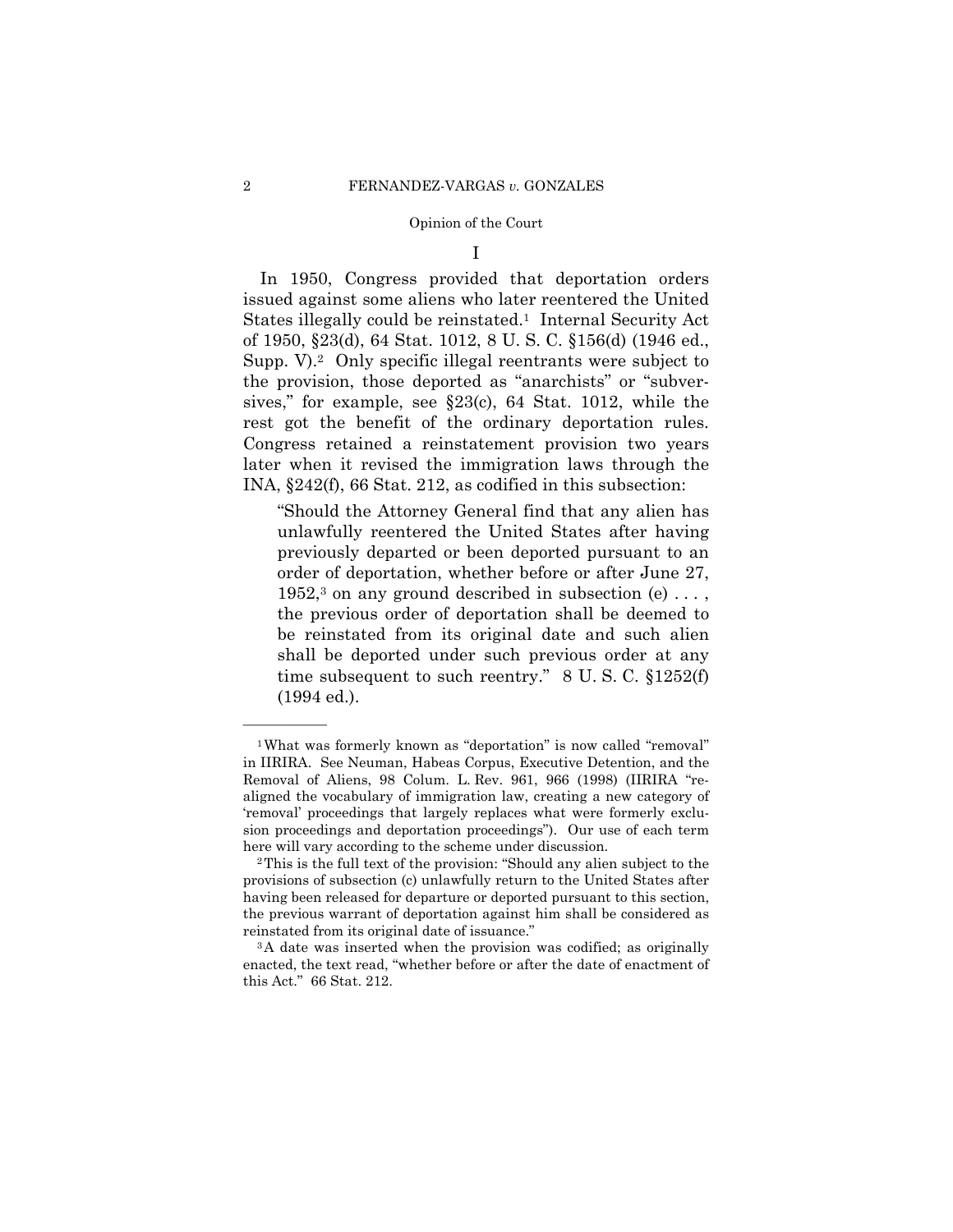## I

In 1950, Congress provided that deportation orders issued against some aliens who later reentered the United States illegally could be reinstated.[1] Internal Security Act of 1950, §23(d), 64 Stat. 1012, 8 U. S. C. §156(d) (1946 ed., Supp. V).[2] Only specific illegal reentrants were subject to the provision, those deported as "anarchists" or "subversives," for example, see §23(c), 64 Stat. 1012, while the rest got the benefit of the ordinary deportation rules. Congress retained a reinstatement provision two years later when it revised the immigration laws through the INA, §242(f), 66 Stat. 212, as codified in this subsection:

> "Should the Attorney General find that any alien has unlawfully reentered the United States after having previously departed or been deported pursuant to an order of deportation, whether before or after June 27, 1952,[3] on any ground described in subsection (e) . . . , the previous order of deportation shall be deemed to be reinstated from its original date and such alien shall be deported under such previous order at any time subsequent to such reentry." 8 U. S. C. §1252(f) (1994 ed.).

---

[1] What was formerly known as "deportation" is now called "removal" in IIRIRA. See Neuman, Habeas Corpus, Executive Detention, and the Removal of Aliens, 98 Colum. L. Rev. 961, 966 (1998) (IIRIRA "re-aligned the vocabulary of immigration law, creating a new category of 'removal' proceedings that largely replaces what were formerly exclusion proceedings and deportation proceedings"). Our use of each term here will vary according to the scheme under discussion.

[2] This is the full text of the provision: "Should any alien subject to the provisions of subsection (c) unlawfully return to the United States after having been released for departure or deported pursuant to this section, the previous warrant of deportation against him shall be considered as reinstated from its original date of issuance."

[3] A date was inserted when the provision was codified; as originally enacted, the text read, "whether before or after the date of enactment of this Act." 66 Stat. 212.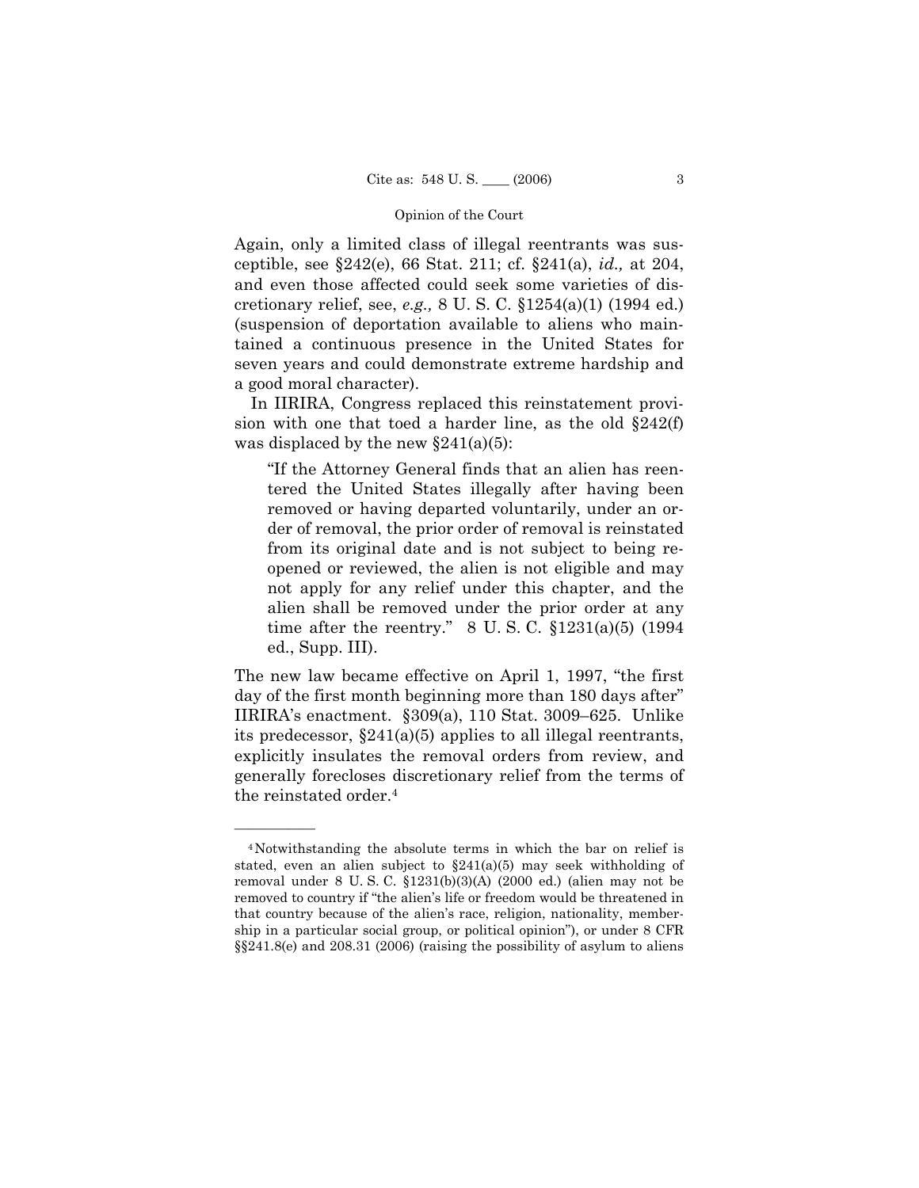Again, only a limited class of illegal reentrants was susceptible, see §242(e), 66 Stat. 211; cf. §241(a), *id.,* at 204, and even those affected could seek some varieties of discretionary relief, see, *e.g.,* 8 U. S. C. §1254(a)(1) (1994 ed.) (suspension of deportation available to aliens who maintained a continuous presence in the United States for seven years and could demonstrate extreme hardship and a good moral character).

In IIRIRA, Congress replaced this reinstatement provision with one that toed a harder line, as the old §242(f) was displaced by the new §241(a)(5):

> "If the Attorney General finds that an alien has reentered the United States illegally after having been removed or having departed voluntarily, under an order of removal, the prior order of removal is reinstated from its original date and is not subject to being reopened or reviewed, the alien is not eligible and may not apply for any relief under this chapter, and the alien shall be removed under the prior order at any time after the reentry." 8 U. S. C. §1231(a)(5) (1994 ed., Supp. III).

The new law became effective on April 1, 1997, "the first day of the first month beginning more than 180 days after" IIRIRA's enactment. §309(a), 110 Stat. 3009–625. Unlike its predecessor, §241(a)(5) applies to all illegal reentrants, explicitly insulates the removal orders from review, and generally forecloses discretionary relief from the terms of the reinstated order.[4]

---

[4] Notwithstanding the absolute terms in which the bar on relief is stated, even an alien subject to §241(a)(5) may seek withholding of removal under 8 U. S. C. §1231(b)(3)(A) (2000 ed.) (alien may not be removed to country if "the alien's life or freedom would be threatened in that country because of the alien's race, religion, nationality, membership in a particular social group, or political opinion"), or under 8 CFR §§241.8(e) and 208.31 (2006) (raising the possibility of asylum to aliens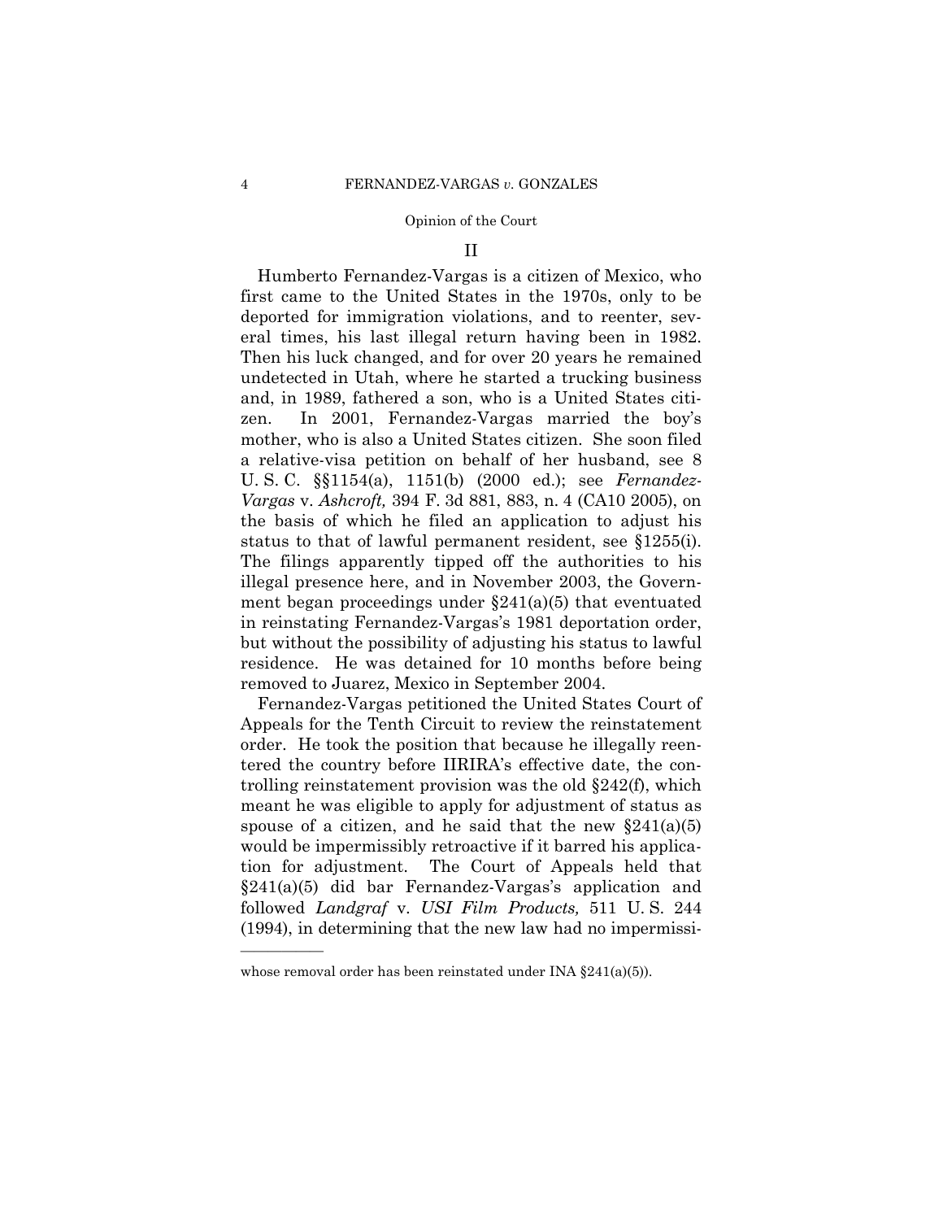## II

Humberto Fernandez-Vargas is a citizen of Mexico, who first came to the United States in the 1970s, only to be deported for immigration violations, and to reenter, several times, his last illegal return having been in 1982. Then his luck changed, and for over 20 years he remained undetected in Utah, where he started a trucking business and, in 1989, fathered a son, who is a United States citizen. In 2001, Fernandez-Vargas married the boy's mother, who is also a United States citizen. She soon filed a relative-visa petition on behalf of her husband, see 8 U. S. C. §§1154(a), 1151(b) (2000 ed.); see *Fernandez-Vargas* v. *Ashcroft,* 394 F. 3d 881, 883, n. 4 (CA10 2005), on the basis of which he filed an application to adjust his status to that of lawful permanent resident, see §1255(i). The filings apparently tipped off the authorities to his illegal presence here, and in November 2003, the Government began proceedings under §241(a)(5) that eventuated in reinstating Fernandez-Vargas's 1981 deportation order, but without the possibility of adjusting his status to lawful residence. He was detained for 10 months before being removed to Juarez, Mexico in September 2004.

Fernandez-Vargas petitioned the United States Court of Appeals for the Tenth Circuit to review the reinstatement order. He took the position that because he illegally reentered the country before IIRIRA's effective date, the controlling reinstatement provision was the old §242(f), which meant he was eligible to apply for adjustment of status as spouse of a citizen, and he said that the new §241(a)(5) would be impermissibly retroactive if it barred his application for adjustment. The Court of Appeals held that §241(a)(5) did bar Fernandez-Vargas's application and followed *Landgraf* v. *USI Film Products,* 511 U. S. 244 (1994), in determining that the new law had no impermissi-

---

whose removal order has been reinstated under INA §241(a)(5)).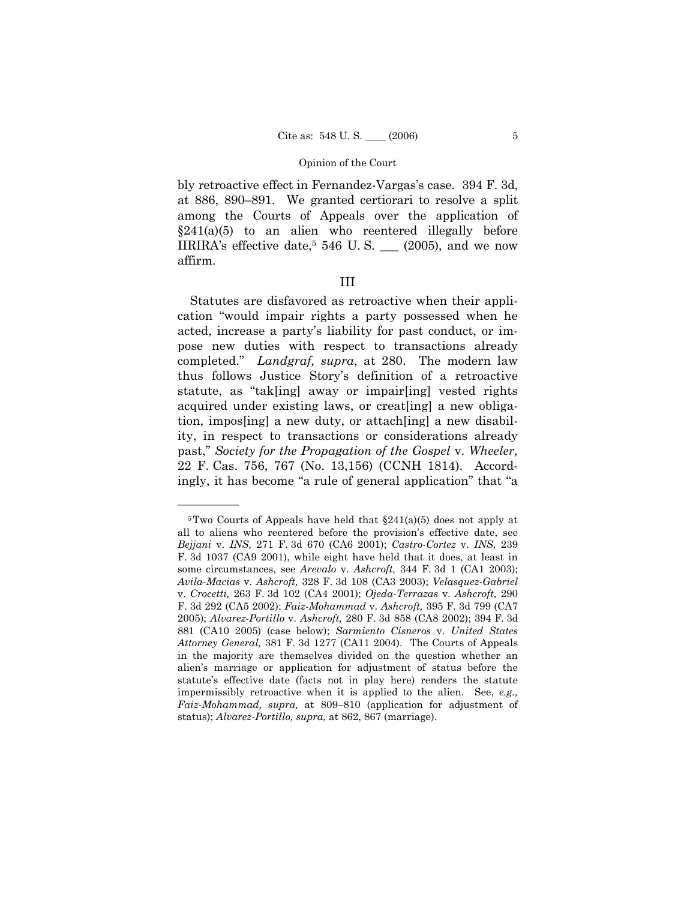bly retroactive effect in Fernandez-Vargas's case. 394 F. 3d, at 886, 890–891. We granted certiorari to resolve a split among the Courts of Appeals over the application of §241(a)(5) to an alien who reentered illegally before IIRIRA's effective date,[5] 546 U. S. ___ (2005), and we now affirm.

## III

Statutes are disfavored as retroactive when their application "would impair rights a party possessed when he acted, increase a party's liability for past conduct, or impose new duties with respect to transactions already completed." *Landgraf, supra*, at 280. The modern law thus follows Justice Story's definition of a retroactive statute, as "tak[ing] away or impair[ing] vested rights acquired under existing laws, or creat[ing] a new obligation, impos[ing] a new duty, or attach[ing] a new disability, in respect to transactions or considerations already past," *Society for the Propagation of the Gospel* v. *Wheeler,* 22 F. Cas. 756, 767 (No. 13,156) (CCNH 1814). Accordingly, it has become "a rule of general application" that "a

---

[5] Two Courts of Appeals have held that §241(a)(5) does not apply at all to aliens who reentered before the provision's effective date, see *Bejjani* v. *INS,* 271 F. 3d 670 (CA6 2001); *Castro-Cortez* v. *INS,* 239 F. 3d 1037 (CA9 2001), while eight have held that it does, at least in some circumstances, see *Arevalo* v. *Ashcroft,* 344 F. 3d 1 (CA1 2003); *Avila-Macias* v. *Ashcroft,* 328 F. 3d 108 (CA3 2003); *Velasquez-Gabriel* v. *Crocetti,* 263 F. 3d 102 (CA4 2001); *Ojeda-Terrazas* v. *Ashcroft,* 290 F. 3d 292 (CA5 2002); *Faiz-Mohammad* v. *Ashcroft,* 395 F. 3d 799 (CA7 2005); *Alvarez-Portillo* v. *Ashcroft,* 280 F. 3d 858 (CA8 2002); 394 F. 3d 881 (CA10 2005) (case below); *Sarmiento Cisneros* v. *United States Attorney General,* 381 F. 3d 1277 (CA11 2004). The Courts of Appeals in the majority are themselves divided on the question whether an alien's marriage or application for adjustment of status before the statute's effective date (facts not in play here) renders the statute impermissibly retroactive when it is applied to the alien. See, *e.g., Faiz-Mohammad, supra,* at 809–810 (application for adjustment of status); *Alvarez-Portillo, supra,* at 862, 867 (marriage).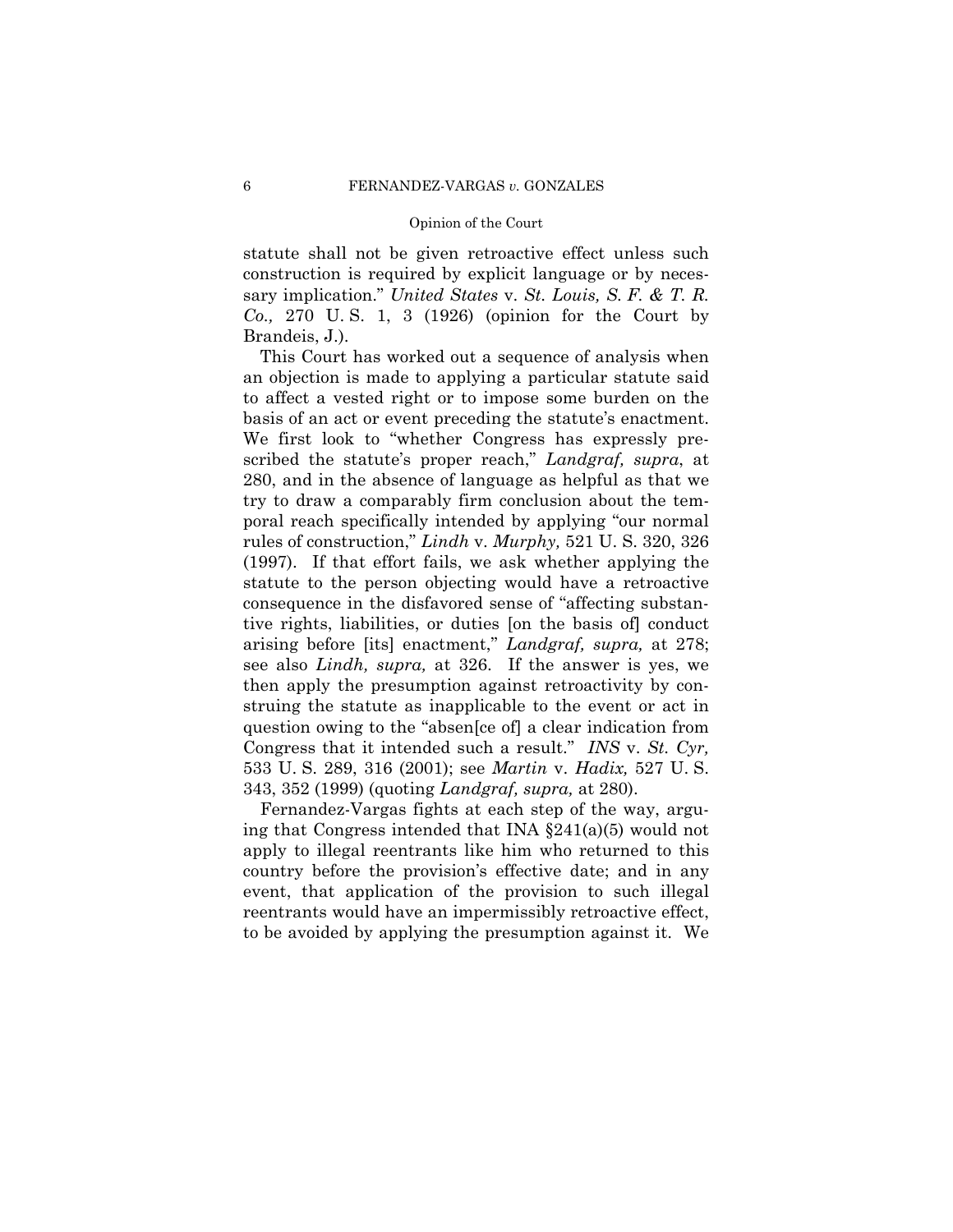statute shall not be given retroactive effect unless such construction is required by explicit language or by necessary implication." *United States* v. *St. Louis, S. F. & T. R. Co.,* 270 U. S. 1, 3 (1926) (opinion for the Court by Brandeis, J.).

This Court has worked out a sequence of analysis when an objection is made to applying a particular statute said to affect a vested right or to impose some burden on the basis of an act or event preceding the statute's enactment. We first look to "whether Congress has expressly prescribed the statute's proper reach," *Landgraf, supra*, at 280, and in the absence of language as helpful as that we try to draw a comparably firm conclusion about the temporal reach specifically intended by applying "our normal rules of construction," *Lindh* v. *Murphy,* 521 U. S. 320, 326 (1997). If that effort fails, we ask whether applying the statute to the person objecting would have a retroactive consequence in the disfavored sense of "affecting substantive rights, liabilities, or duties [on the basis of] conduct arising before [its] enactment," *Landgraf, supra,* at 278; see also *Lindh, supra,* at 326. If the answer is yes, we then apply the presumption against retroactivity by construing the statute as inapplicable to the event or act in question owing to the "absen[ce of] a clear indication from Congress that it intended such a result." *INS* v. *St. Cyr,* 533 U. S. 289, 316 (2001); see *Martin* v. *Hadix,* 527 U. S. 343, 352 (1999) (quoting *Landgraf, supra,* at 280).

Fernandez-Vargas fights at each step of the way, arguing that Congress intended that INA §241(a)(5) would not apply to illegal reentrants like him who returned to this country before the provision's effective date; and in any event, that application of the provision to such illegal reentrants would have an impermissibly retroactive effect, to be avoided by applying the presumption against it. We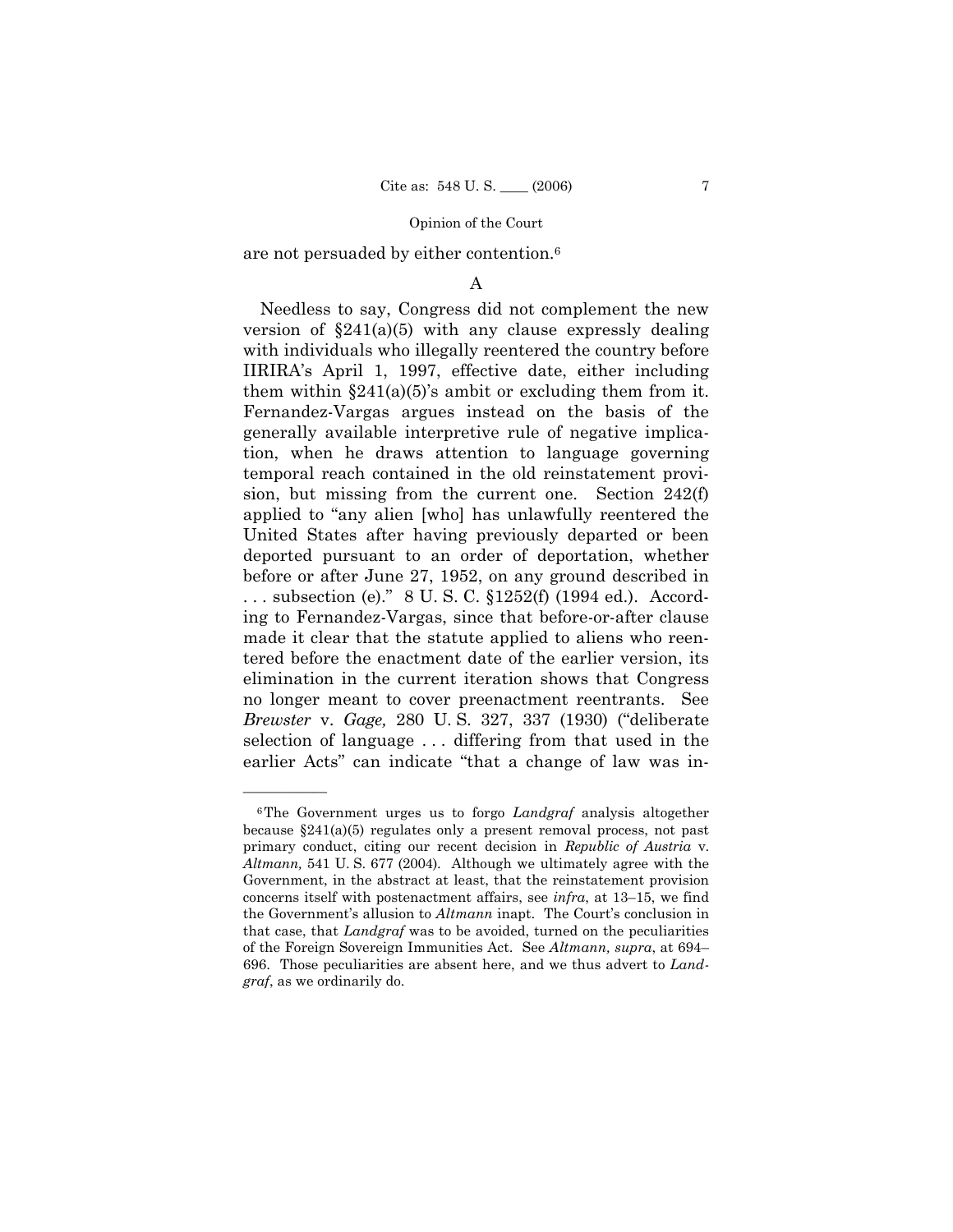are not persuaded by either contention.[6]

A

Needless to say, Congress did not complement the new version of §241(a)(5) with any clause expressly dealing with individuals who illegally reentered the country before IIRIRA's April 1, 1997, effective date, either including them within §241(a)(5)'s ambit or excluding them from it. Fernandez-Vargas argues instead on the basis of the generally available interpretive rule of negative implication, when he draws attention to language governing temporal reach contained in the old reinstatement provision, but missing from the current one. Section 242(f) applied to "any alien [who] has unlawfully reentered the United States after having previously departed or been deported pursuant to an order of deportation, whether before or after June 27, 1952, on any ground described in . . . subsection (e)." 8 U. S. C. §1252(f) (1994 ed.). According to Fernandez-Vargas, since that before-or-after clause made it clear that the statute applied to aliens who reentered before the enactment date of the earlier version, its elimination in the current iteration shows that Congress no longer meant to cover preenactment reentrants. See *Brewster* v. *Gage,* 280 U. S. 327, 337 (1930) ("deliberate selection of language . . . differing from that used in the earlier Acts" can indicate "that a change of law was in-

---

[6] The Government urges us to forgo *Landgraf* analysis altogether because §241(a)(5) regulates only a present removal process, not past primary conduct, citing our recent decision in *Republic of Austria* v. *Altmann,* 541 U. S. 677 (2004). Although we ultimately agree with the Government, in the abstract at least, that the reinstatement provision concerns itself with postenactment affairs, see *infra*, at 13–15, we find the Government's allusion to *Altmann* inapt. The Court's conclusion in that case, that *Landgraf* was to be avoided, turned on the peculiarities of the Foreign Sovereign Immunities Act. See *Altmann, supra*, at 694–696. Those peculiarities are absent here, and we thus advert to *Landgraf*, as we ordinarily do.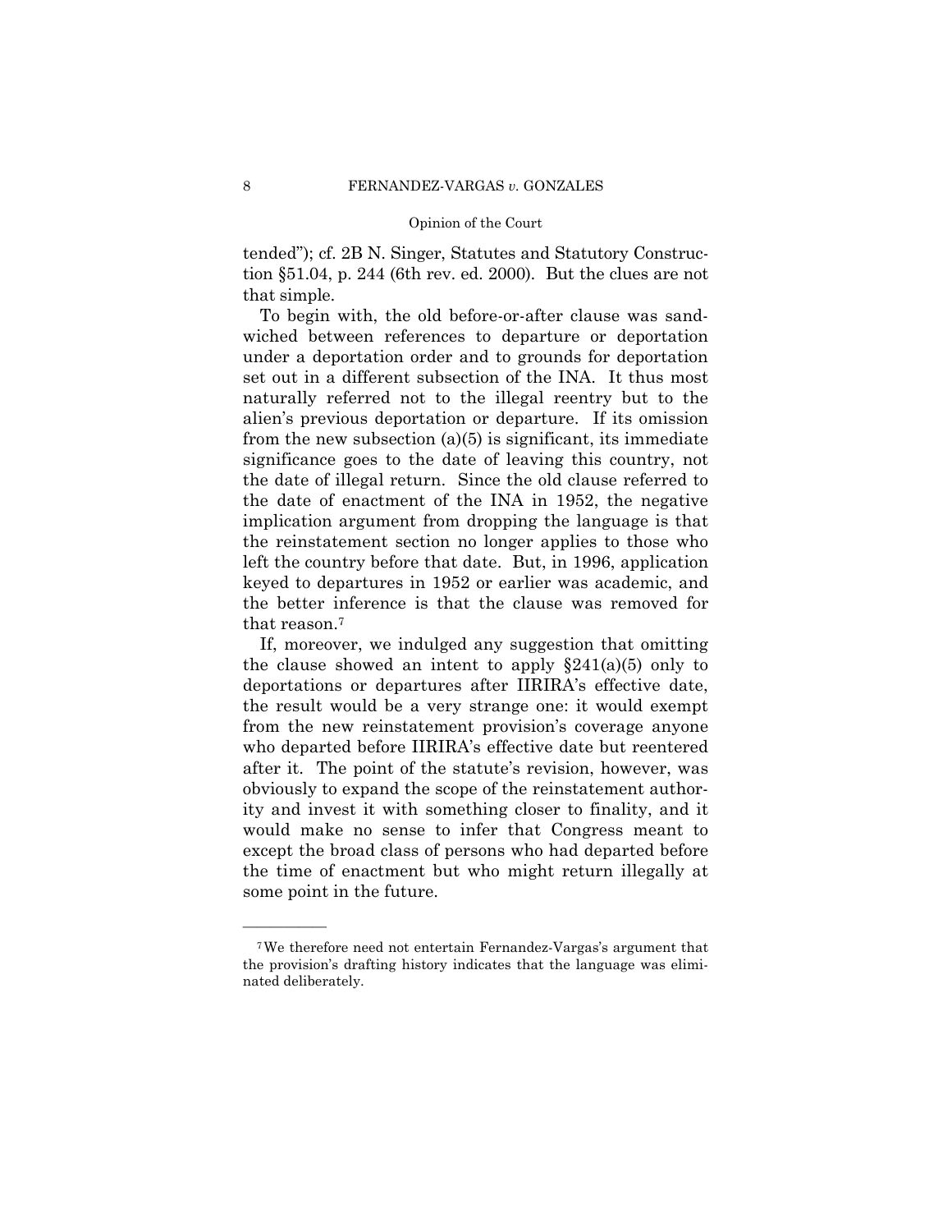tended"); cf. 2B N. Singer, Statutes and Statutory Construction §51.04, p. 244 (6th rev. ed. 2000). But the clues are not that simple.

To begin with, the old before-or-after clause was sandwiched between references to departure or deportation under a deportation order and to grounds for deportation set out in a different subsection of the INA. It thus most naturally referred not to the illegal reentry but to the alien's previous deportation or departure. If its omission from the new subsection (a)(5) is significant, its immediate significance goes to the date of leaving this country, not the date of illegal return. Since the old clause referred to the date of enactment of the INA in 1952, the negative implication argument from dropping the language is that the reinstatement section no longer applies to those who left the country before that date. But, in 1996, application keyed to departures in 1952 or earlier was academic, and the better inference is that the clause was removed for that reason.[7]

If, moreover, we indulged any suggestion that omitting the clause showed an intent to apply §241(a)(5) only to deportations or departures after IIRIRA's effective date, the result would be a very strange one: it would exempt from the new reinstatement provision's coverage anyone who departed before IIRIRA's effective date but reentered after it. The point of the statute's revision, however, was obviously to expand the scope of the reinstatement authority and invest it with something closer to finality, and it would make no sense to infer that Congress meant to except the broad class of persons who had departed before the time of enactment but who might return illegally at some point in the future.

---

[7] We therefore need not entertain Fernandez-Vargas's argument that the provision's drafting history indicates that the language was eliminated deliberately.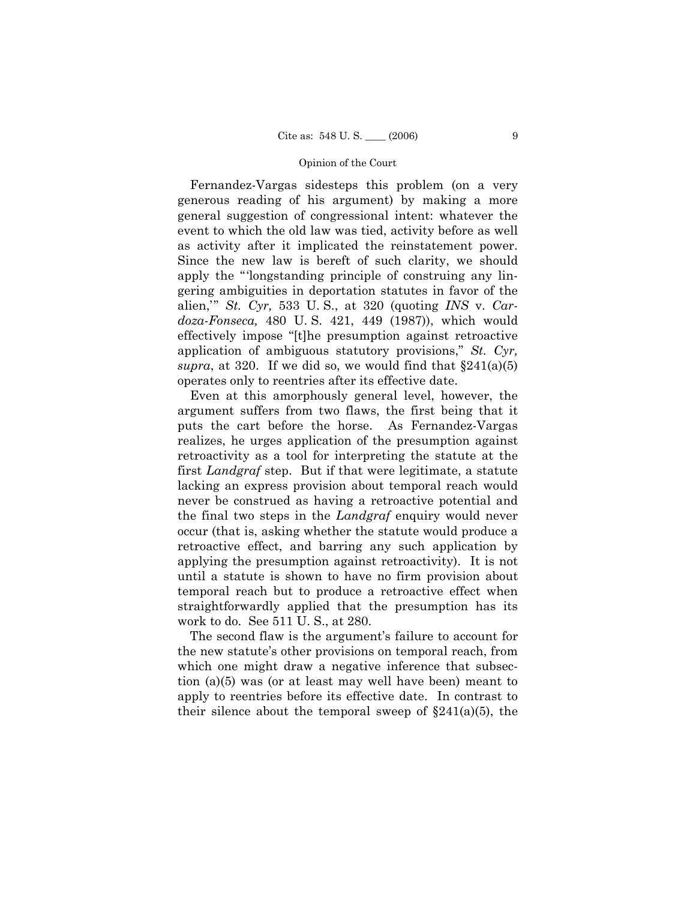Fernandez-Vargas sidesteps this problem (on a very generous reading of his argument) by making a more general suggestion of congressional intent: whatever the event to which the old law was tied, activity before as well as activity after it implicated the reinstatement power. Since the new law is bereft of such clarity, we should apply the "'longstanding principle of construing any lingering ambiguities in deportation statutes in favor of the alien,'" *St. Cyr,* 533 U. S., at 320 (quoting *INS* v. *Cardoza-Fonseca,* 480 U. S. 421, 449 (1987)), which would effectively impose "[t]he presumption against retroactive application of ambiguous statutory provisions," *St. Cyr, supra*, at 320. If we did so, we would find that §241(a)(5) operates only to reentries after its effective date.

Even at this amorphously general level, however, the argument suffers from two flaws, the first being that it puts the cart before the horse. As Fernandez-Vargas realizes, he urges application of the presumption against retroactivity as a tool for interpreting the statute at the first *Landgraf* step. But if that were legitimate, a statute lacking an express provision about temporal reach would never be construed as having a retroactive potential and the final two steps in the *Landgraf* enquiry would never occur (that is, asking whether the statute would produce a retroactive effect, and barring any such application by applying the presumption against retroactivity). It is not until a statute is shown to have no firm provision about temporal reach but to produce a retroactive effect when straightforwardly applied that the presumption has its work to do. See 511 U. S., at 280.

The second flaw is the argument's failure to account for the new statute's other provisions on temporal reach, from which one might draw a negative inference that subsection (a)(5) was (or at least may well have been) meant to apply to reentries before its effective date. In contrast to their silence about the temporal sweep of §241(a)(5), the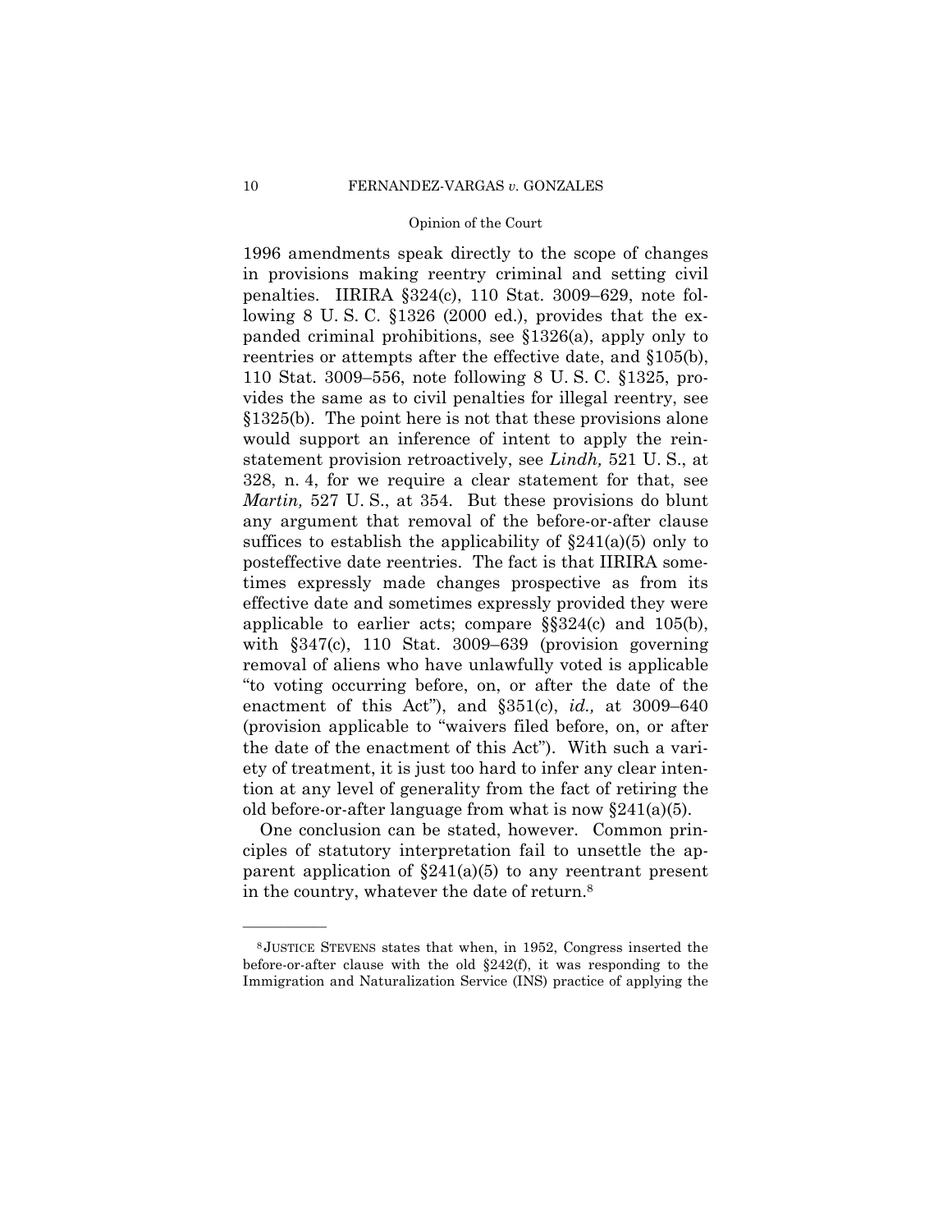1996 amendments speak directly to the scope of changes in provisions making reentry criminal and setting civil penalties. IIRIRA §324(c), 110 Stat. 3009–629, note following 8 U. S. C. §1326 (2000 ed.), provides that the expanded criminal prohibitions, see §1326(a), apply only to reentries or attempts after the effective date, and §105(b), 110 Stat. 3009–556, note following 8 U. S. C. §1325, provides the same as to civil penalties for illegal reentry, see §1325(b). The point here is not that these provisions alone would support an inference of intent to apply the reinstatement provision retroactively, see *Lindh,* 521 U. S., at 328, n. 4, for we require a clear statement for that, see *Martin,* 527 U. S., at 354. But these provisions do blunt any argument that removal of the before-or-after clause suffices to establish the applicability of §241(a)(5) only to posteffective date reentries. The fact is that IIRIRA sometimes expressly made changes prospective as from its effective date and sometimes expressly provided they were applicable to earlier acts; compare §§324(c) and 105(b), with §347(c), 110 Stat. 3009–639 (provision governing removal of aliens who have unlawfully voted is applicable "to voting occurring before, on, or after the date of the enactment of this Act"), and §351(c), *id.,* at 3009–640 (provision applicable to "waivers filed before, on, or after the date of the enactment of this Act"). With such a variety of treatment, it is just too hard to infer any clear intention at any level of generality from the fact of retiring the old before-or-after language from what is now §241(a)(5).

One conclusion can be stated, however. Common principles of statutory interpretation fail to unsettle the apparent application of §241(a)(5) to any reentrant present in the country, whatever the date of return.[8]

---

[8] JUSTICE STEVENS states that when, in 1952, Congress inserted the before-or-after clause with the old §242(f), it was responding to the Immigration and Naturalization Service (INS) practice of applying the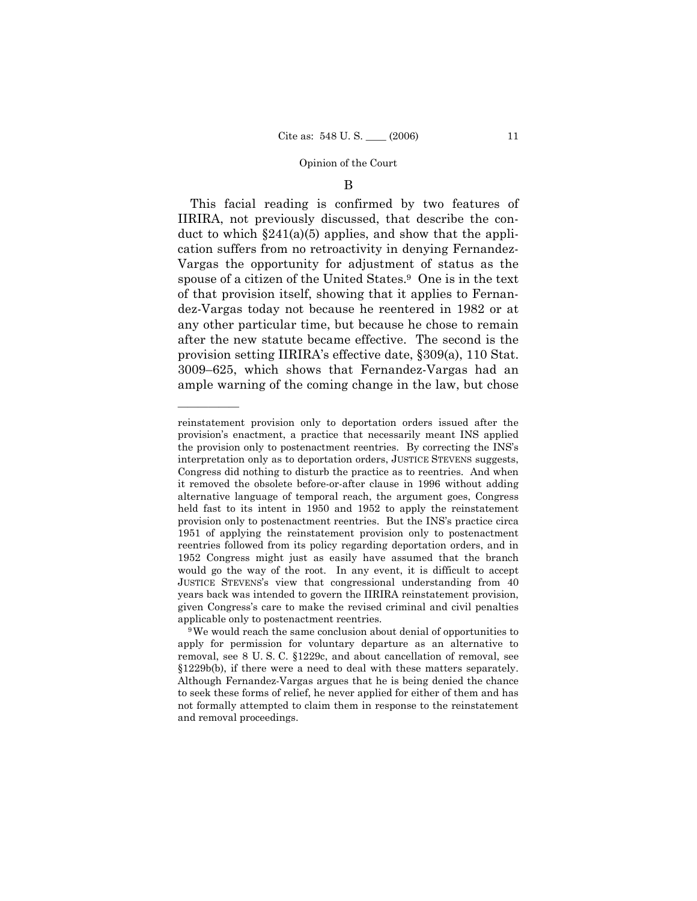B

This facial reading is confirmed by two features of IIRIRA, not previously discussed, that describe the conduct to which §241(a)(5) applies, and show that the application suffers from no retroactivity in denying Fernandez-Vargas the opportunity for adjustment of status as the spouse of a citizen of the United States.[9] One is in the text of that provision itself, showing that it applies to Fernandez-Vargas today not because he reentered in 1982 or at any other particular time, but because he chose to remain after the new statute became effective. The second is the provision setting IIRIRA's effective date, §309(a), 110 Stat. 3009–625, which shows that Fernandez-Vargas had an ample warning of the coming change in the law, but chose

---

reinstatement provision only to deportation orders issued after the provision's enactment, a practice that necessarily meant INS applied the provision only to postenactment reentries. By correcting the INS's interpretation only as to deportation orders, JUSTICE STEVENS suggests, Congress did nothing to disturb the practice as to reentries. And when it removed the obsolete before-or-after clause in 1996 without adding alternative language of temporal reach, the argument goes, Congress held fast to its intent in 1950 and 1952 to apply the reinstatement provision only to postenactment reentries. But the INS's practice circa 1951 of applying the reinstatement provision only to postenactment reentries followed from its policy regarding deportation orders, and in 1952 Congress might just as easily have assumed that the branch would go the way of the root. In any event, it is difficult to accept JUSTICE STEVENS's view that congressional understanding from 40 years back was intended to govern the IIRIRA reinstatement provision, given Congress's care to make the revised criminal and civil penalties applicable only to postenactment reentries.

[9] We would reach the same conclusion about denial of opportunities to apply for permission for voluntary departure as an alternative to removal, see 8 U. S. C. §1229c, and about cancellation of removal, see §1229b(b), if there were a need to deal with these matters separately. Although Fernandez-Vargas argues that he is being denied the chance to seek these forms of relief, he never applied for either of them and has not formally attempted to claim them in response to the reinstatement and removal proceedings.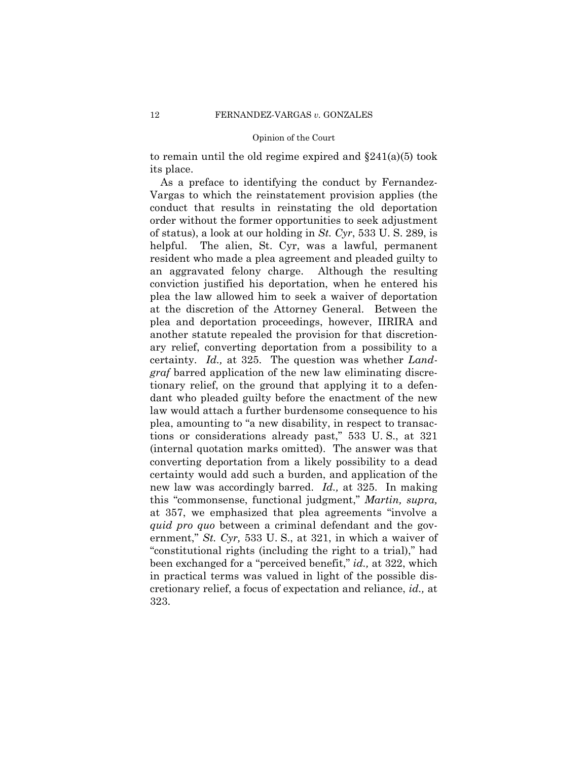to remain until the old regime expired and §241(a)(5) took its place.

As a preface to identifying the conduct by Fernandez-Vargas to which the reinstatement provision applies (the conduct that results in reinstating the old deportation order without the former opportunities to seek adjustment of status), a look at our holding in *St. Cyr*, 533 U. S. 289, is helpful. The alien, St. Cyr, was a lawful, permanent resident who made a plea agreement and pleaded guilty to an aggravated felony charge. Although the resulting conviction justified his deportation, when he entered his plea the law allowed him to seek a waiver of deportation at the discretion of the Attorney General. Between the plea and deportation proceedings, however, IIRIRA and another statute repealed the provision for that discretionary relief, converting deportation from a possibility to a certainty. *Id.,* at 325. The question was whether *Landgraf* barred application of the new law eliminating discretionary relief, on the ground that applying it to a defendant who pleaded guilty before the enactment of the new law would attach a further burdensome consequence to his plea, amounting to "a new disability, in respect to transactions or considerations already past," 533 U. S., at 321 (internal quotation marks omitted). The answer was that converting deportation from a likely possibility to a dead certainty would add such a burden, and application of the new law was accordingly barred. *Id.,* at 325. In making this "commonsense, functional judgment," *Martin, supra,* at 357, we emphasized that plea agreements "involve a *quid pro quo* between a criminal defendant and the government," *St. Cyr,* 533 U. S., at 321, in which a waiver of "constitutional rights (including the right to a trial)," had been exchanged for a "perceived benefit," *id.,* at 322, which in practical terms was valued in light of the possible discretionary relief, a focus of expectation and reliance, *id.,* at 323.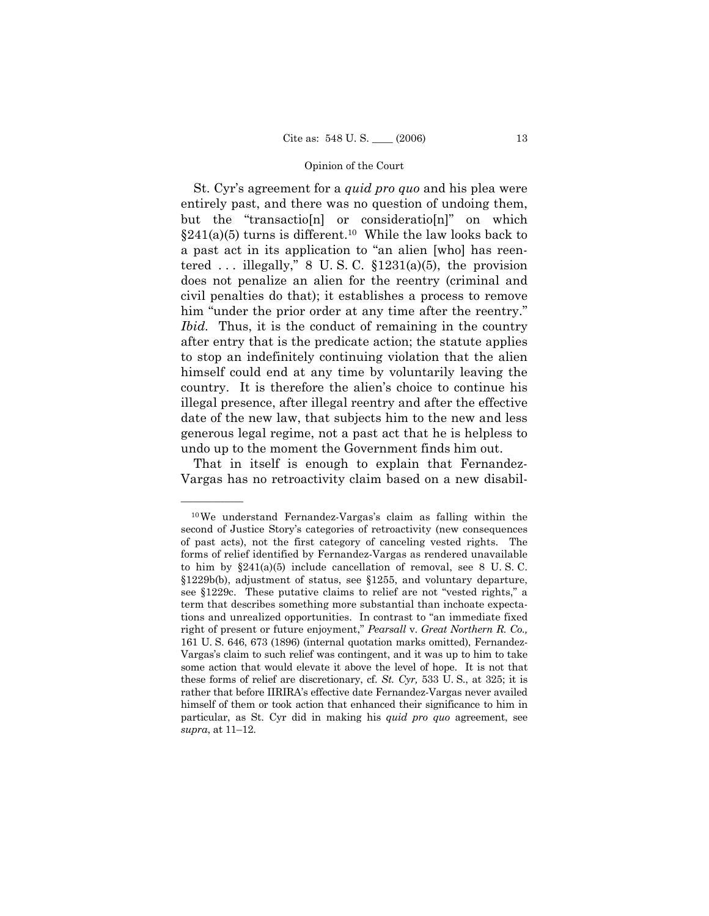St. Cyr's agreement for a *quid pro quo* and his plea were entirely past, and there was no question of undoing them, but the "transactio[n] or consideratio[n]" on which §241(a)(5) turns is different.[10] While the law looks back to a past act in its application to "an alien [who] has reentered . . . illegally," 8 U. S. C. §1231(a)(5), the provision does not penalize an alien for the reentry (criminal and civil penalties do that); it establishes a process to remove him "under the prior order at any time after the reentry." *Ibid.* Thus, it is the conduct of remaining in the country after entry that is the predicate action; the statute applies to stop an indefinitely continuing violation that the alien himself could end at any time by voluntarily leaving the country. It is therefore the alien's choice to continue his illegal presence, after illegal reentry and after the effective date of the new law, that subjects him to the new and less generous legal regime, not a past act that he is helpless to undo up to the moment the Government finds him out.

That in itself is enough to explain that Fernandez-Vargas has no retroactivity claim based on a new disabil-

---

[10] We understand Fernandez-Vargas's claim as falling within the second of Justice Story's categories of retroactivity (new consequences of past acts), not the first category of canceling vested rights. The forms of relief identified by Fernandez-Vargas as rendered unavailable to him by §241(a)(5) include cancellation of removal, see 8 U. S. C. §1229b(b), adjustment of status, see §1255, and voluntary departure, see §1229c. These putative claims to relief are not "vested rights," a term that describes something more substantial than inchoate expectations and unrealized opportunities. In contrast to "an immediate fixed right of present or future enjoyment," *Pearsall* v. *Great Northern R. Co.,* 161 U. S. 646, 673 (1896) (internal quotation marks omitted), Fernandez-Vargas's claim to such relief was contingent, and it was up to him to take some action that would elevate it above the level of hope. It is not that these forms of relief are discretionary, cf. *St. Cyr,* 533 U. S., at 325; it is rather that before IIRIRA's effective date Fernandez-Vargas never availed himself of them or took action that enhanced their significance to him in particular, as St. Cyr did in making his *quid pro quo* agreement, see *supra*, at 11–12.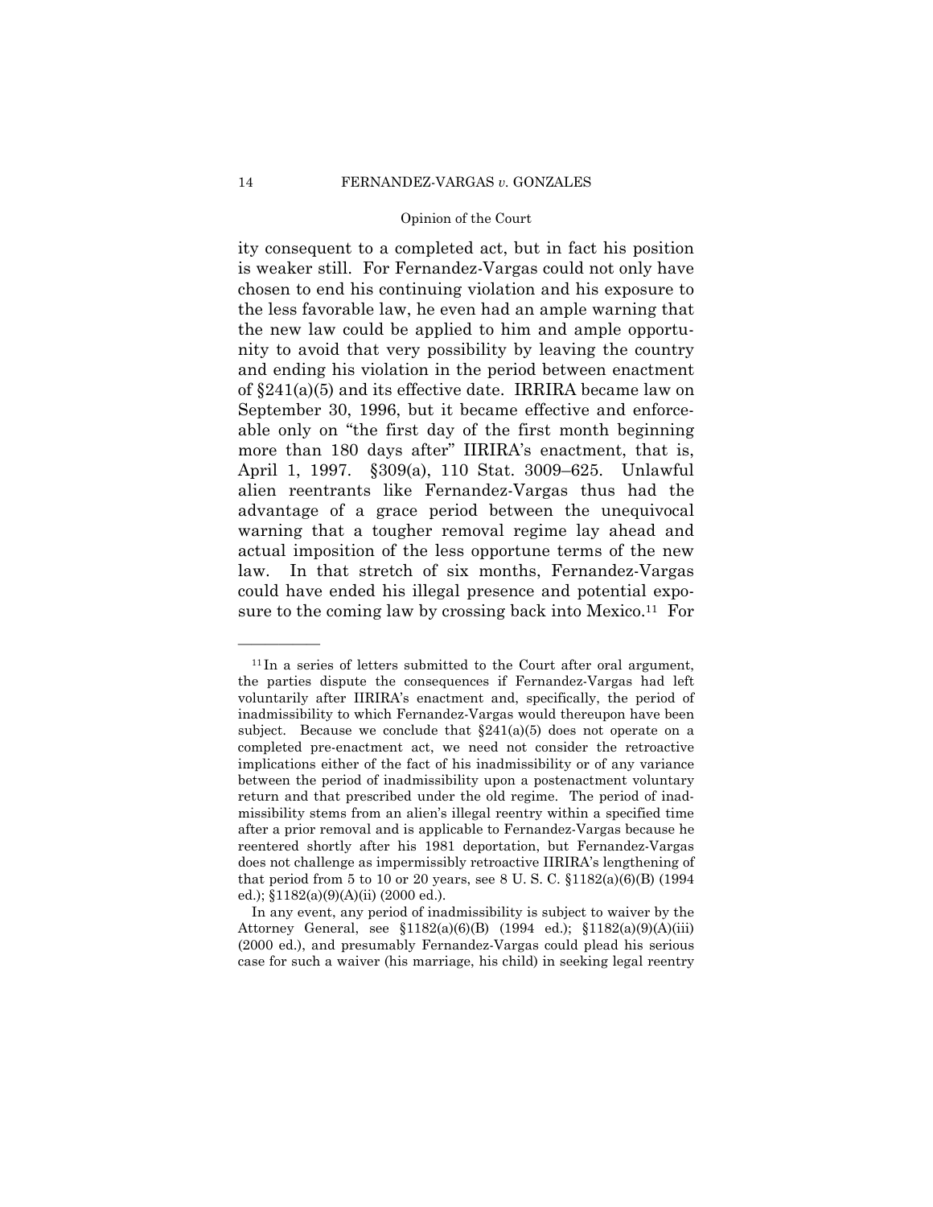ity consequent to a completed act, but in fact his position is weaker still. For Fernandez-Vargas could not only have chosen to end his continuing violation and his exposure to the less favorable law, he even had an ample warning that the new law could be applied to him and ample opportunity to avoid that very possibility by leaving the country and ending his violation in the period between enactment of §241(a)(5) and its effective date. IRRIRA became law on September 30, 1996, but it became effective and enforceable only on "the first day of the first month beginning more than 180 days after" IIRIRA's enactment, that is, April 1, 1997. §309(a), 110 Stat. 3009–625. Unlawful alien reentrants like Fernandez-Vargas thus had the advantage of a grace period between the unequivocal warning that a tougher removal regime lay ahead and actual imposition of the less opportune terms of the new law. In that stretch of six months, Fernandez-Vargas could have ended his illegal presence and potential exposure to the coming law by crossing back into Mexico.[11] For

---

[11] In a series of letters submitted to the Court after oral argument, the parties dispute the consequences if Fernandez-Vargas had left voluntarily after IIRIRA's enactment and, specifically, the period of inadmissibility to which Fernandez-Vargas would thereupon have been subject. Because we conclude that §241(a)(5) does not operate on a completed pre-enactment act, we need not consider the retroactive implications either of the fact of his inadmissibility or of any variance between the period of inadmissibility upon a postenactment voluntary return and that prescribed under the old regime. The period of inadmissibility stems from an alien's illegal reentry within a specified time after a prior removal and is applicable to Fernandez-Vargas because he reentered shortly after his 1981 deportation, but Fernandez-Vargas does not challenge as impermissibly retroactive IIRIRA's lengthening of that period from 5 to 10 or 20 years, see 8 U. S. C. §1182(a)(6)(B) (1994 ed.); §1182(a)(9)(A)(ii) (2000 ed.).

In any event, any period of inadmissibility is subject to waiver by the Attorney General, see §1182(a)(6)(B) (1994 ed.); §1182(a)(9)(A)(iii) (2000 ed.), and presumably Fernandez-Vargas could plead his serious case for such a waiver (his marriage, his child) in seeking legal reentry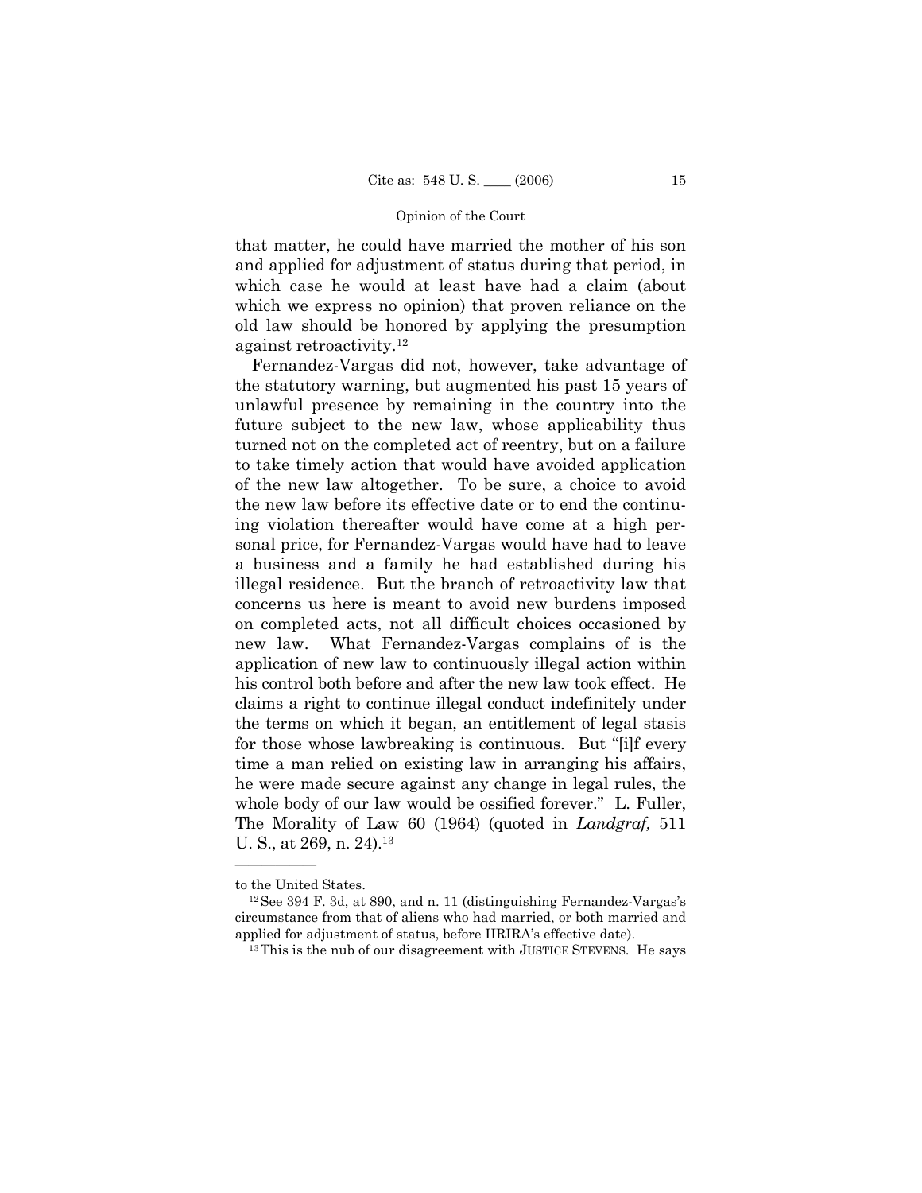that matter, he could have married the mother of his son and applied for adjustment of status during that period, in which case he would at least have had a claim (about which we express no opinion) that proven reliance on the old law should be honored by applying the presumption against retroactivity.[12]

Fernandez-Vargas did not, however, take advantage of the statutory warning, but augmented his past 15 years of unlawful presence by remaining in the country into the future subject to the new law, whose applicability thus turned not on the completed act of reentry, but on a failure to take timely action that would have avoided application of the new law altogether. To be sure, a choice to avoid the new law before its effective date or to end the continuing violation thereafter would have come at a high personal price, for Fernandez-Vargas would have had to leave a business and a family he had established during his illegal residence. But the branch of retroactivity law that concerns us here is meant to avoid new burdens imposed on completed acts, not all difficult choices occasioned by new law. What Fernandez-Vargas complains of is the application of new law to continuously illegal action within his control both before and after the new law took effect. He claims a right to continue illegal conduct indefinitely under the terms on which it began, an entitlement of legal stasis for those whose lawbreaking is continuous. But "[i]f every time a man relied on existing law in arranging his affairs, he were made secure against any change in legal rules, the whole body of our law would be ossified forever." L. Fuller, The Morality of Law 60 (1964) (quoted in *Landgraf,* 511 U. S., at 269, n. 24).[13]

---

to the United States.

[12] See 394 F. 3d, at 890, and n. 11 (distinguishing Fernandez-Vargas's circumstance from that of aliens who had married, or both married and applied for adjustment of status, before IIRIRA's effective date).

[13] This is the nub of our disagreement with JUSTICE STEVENS. He says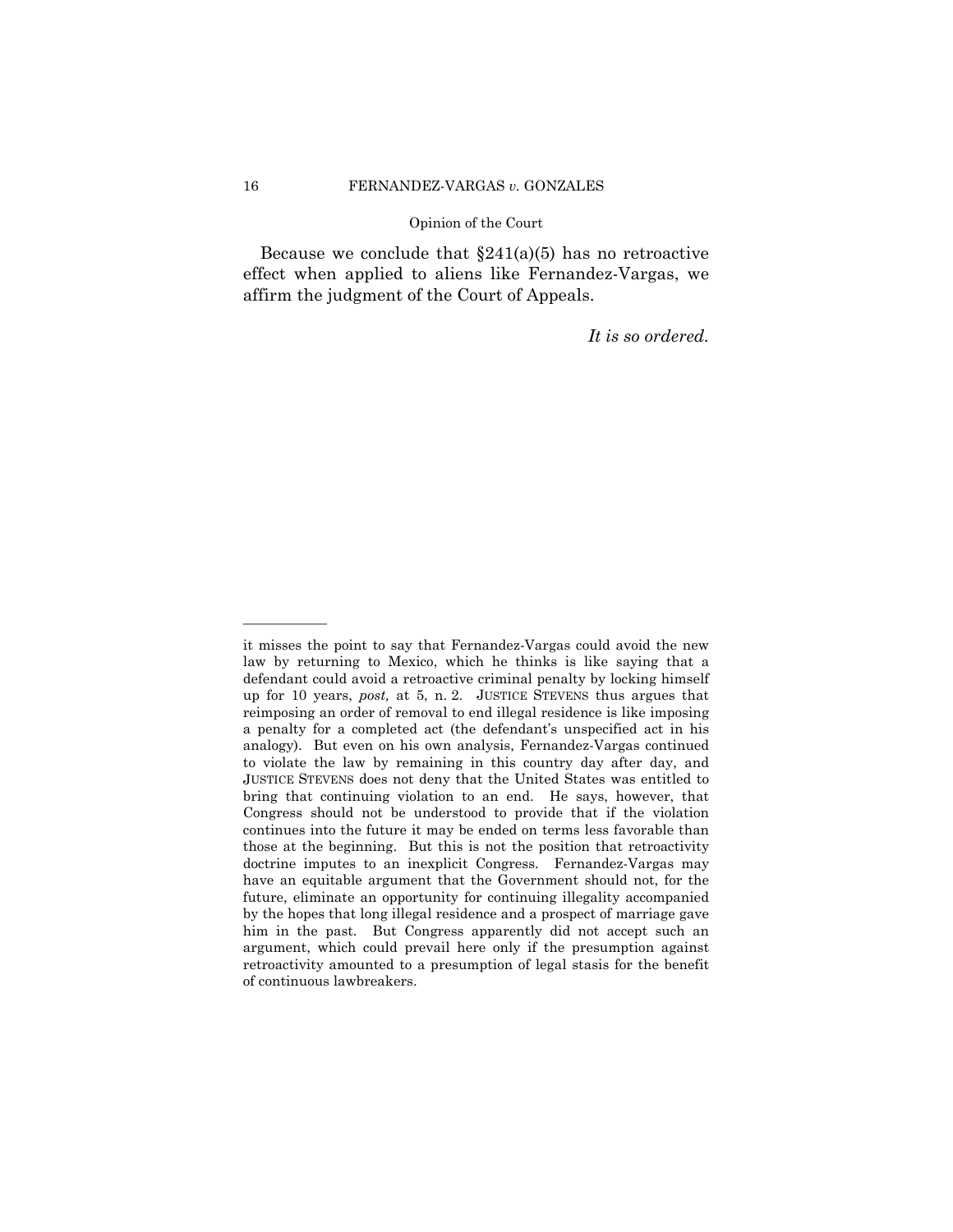Because we conclude that §241(a)(5) has no retroactive effect when applied to aliens like Fernandez-Vargas, we affirm the judgment of the Court of Appeals.

*It is so ordered.*

---

it misses the point to say that Fernandez-Vargas could avoid the new law by returning to Mexico, which he thinks is like saying that a defendant could avoid a retroactive criminal penalty by locking himself up for 10 years, *post,* at 5, n. 2. JUSTICE STEVENS thus argues that reimposing an order of removal to end illegal residence is like imposing a penalty for a completed act (the defendant's unspecified act in his analogy). But even on his own analysis, Fernandez-Vargas continued to violate the law by remaining in this country day after day, and JUSTICE STEVENS does not deny that the United States was entitled to bring that continuing violation to an end. He says, however, that Congress should not be understood to provide that if the violation continues into the future it may be ended on terms less favorable than those at the beginning. But this is not the position that retroactivity doctrine imputes to an inexplicit Congress. Fernandez-Vargas may have an equitable argument that the Government should not, for the future, eliminate an opportunity for continuing illegality accompanied by the hopes that long illegal residence and a prospect of marriage gave him in the past. But Congress apparently did not accept such an argument, which could prevail here only if the presumption against retroactivity amounted to a presumption of legal stasis for the benefit of continuous lawbreakers.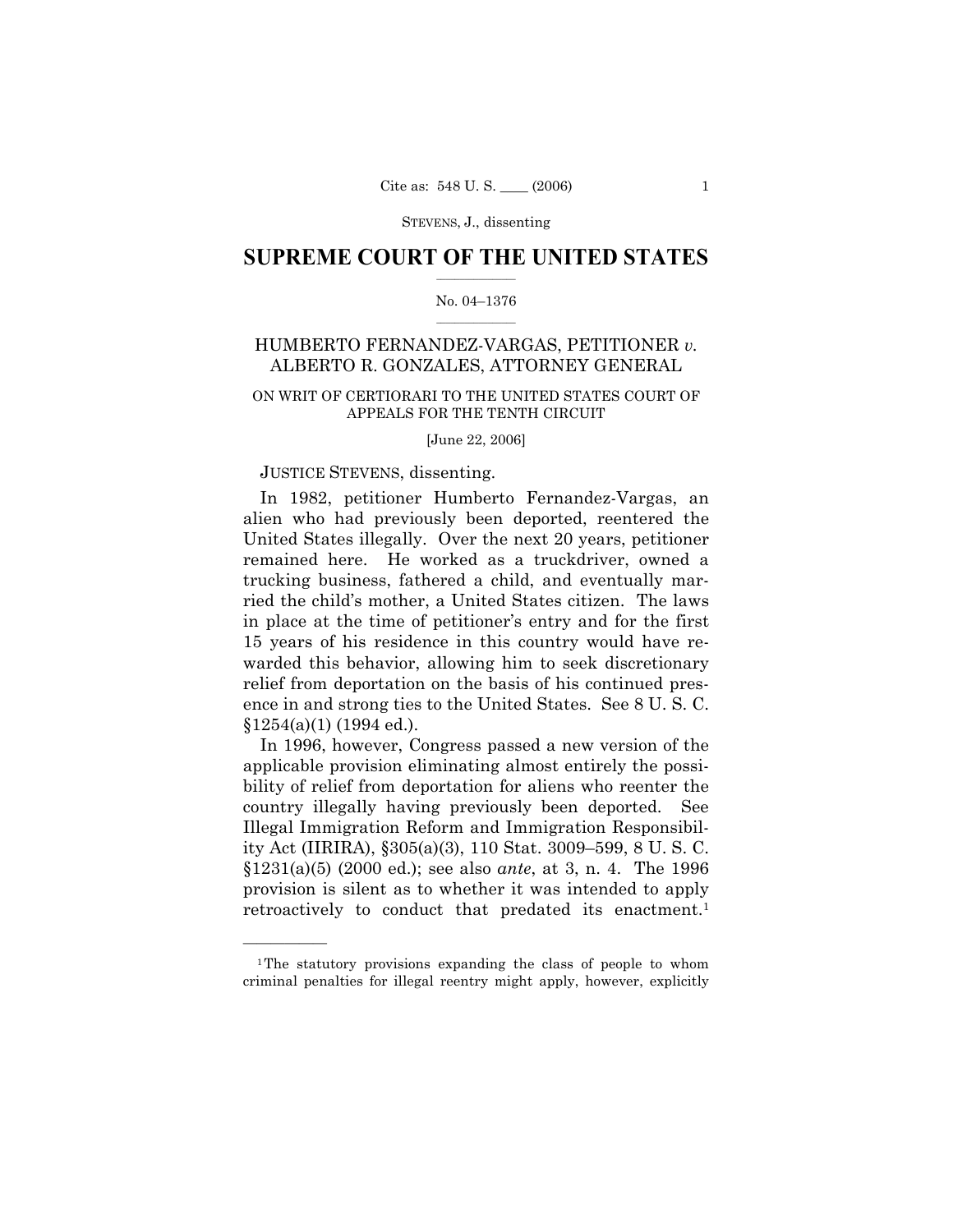STEVENS, J., dissenting

# SUPREME COURT OF THE UNITED STATES

No. 04–1376

## HUMBERTO FERNANDEZ-VARGAS, PETITIONER *v.* ALBERTO R. GONZALES, ATTORNEY GENERAL

ON WRIT OF CERTIORARI TO THE UNITED STATES COURT OF APPEALS FOR THE TENTH CIRCUIT

[June 22, 2006]

JUSTICE STEVENS, dissenting.

In 1982, petitioner Humberto Fernandez-Vargas, an alien who had previously been deported, reentered the United States illegally. Over the next 20 years, petitioner remained here. He worked as a truckdriver, owned a trucking business, fathered a child, and eventually married the child's mother, a United States citizen. The laws in place at the time of petitioner's entry and for the first 15 years of his residence in this country would have rewarded this behavior, allowing him to seek discretionary relief from deportation on the basis of his continued presence in and strong ties to the United States. See 8 U. S. C. §1254(a)(1) (1994 ed.).

In 1996, however, Congress passed a new version of the applicable provision eliminating almost entirely the possibility of relief from deportation for aliens who reenter the country illegally having previously been deported. See Illegal Immigration Reform and Immigration Responsibility Act (IIRIRA), §305(a)(3), 110 Stat. 3009–599, 8 U. S. C. §1231(a)(5) (2000 ed.); see also *ante*, at 3, n. 4. The 1996 provision is silent as to whether it was intended to apply retroactively to conduct that predated its enactment.[1]

[1] The statutory provisions expanding the class of people to whom criminal penalties for illegal reentry might apply, however, explicitly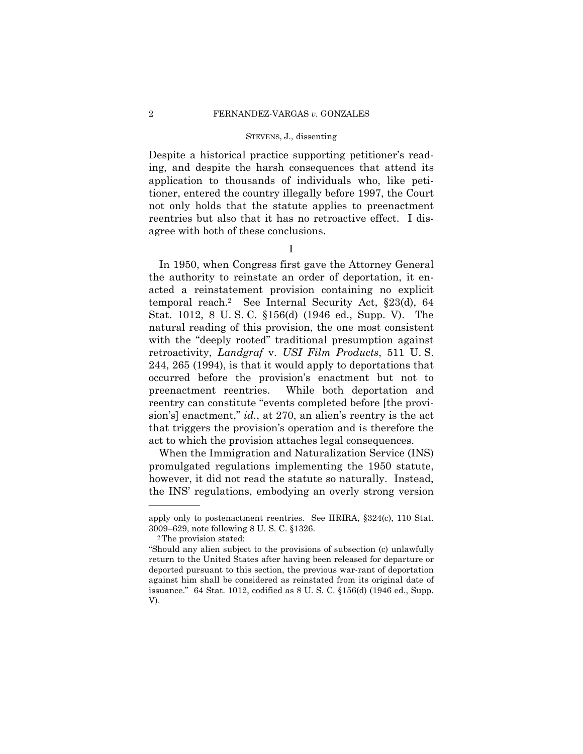Despite a historical practice supporting petitioner's reading, and despite the harsh consequences that attend its application to thousands of individuals who, like petitioner, entered the country illegally before 1997, the Court not only holds that the statute applies to preenactment reentries but also that it has no retroactive effect. I disagree with both of these conclusions.

I

In 1950, when Congress first gave the Attorney General the authority to reinstate an order of deportation, it enacted a reinstatement provision containing no explicit temporal reach.[2] See Internal Security Act, §23(d), 64 Stat. 1012, 8 U. S. C. §156(d) (1946 ed., Supp. V). The natural reading of this provision, the one most consistent with the "deeply rooted" traditional presumption against retroactivity, *Landgraf* v. *USI Film Products*, 511 U. S. 244, 265 (1994), is that it would apply to deportations that occurred before the provision's enactment but not to preenactment reentries. While both deportation and reentry can constitute "events completed before [the provision's] enactment," *id.*, at 270, an alien's reentry is the act that triggers the provision's operation and is therefore the act to which the provision attaches legal consequences.

When the Immigration and Naturalization Service (INS) promulgated regulations implementing the 1950 statute, however, it did not read the statute so naturally. Instead, the INS' regulations, embodying an overly strong version

---

apply only to postenactment reentries. See IIRIRA, §324(c), 110 Stat. 3009–629, note following 8 U. S. C. §1326.

[2] The provision stated:

"Should any alien subject to the provisions of subsection (c) unlawfully return to the United States after having been released for departure or deported pursuant to this section, the previous war-rant of deportation against him shall be considered as reinstated from its original date of issuance." 64 Stat. 1012, codified as 8 U. S. C. §156(d) (1946 ed., Supp. V).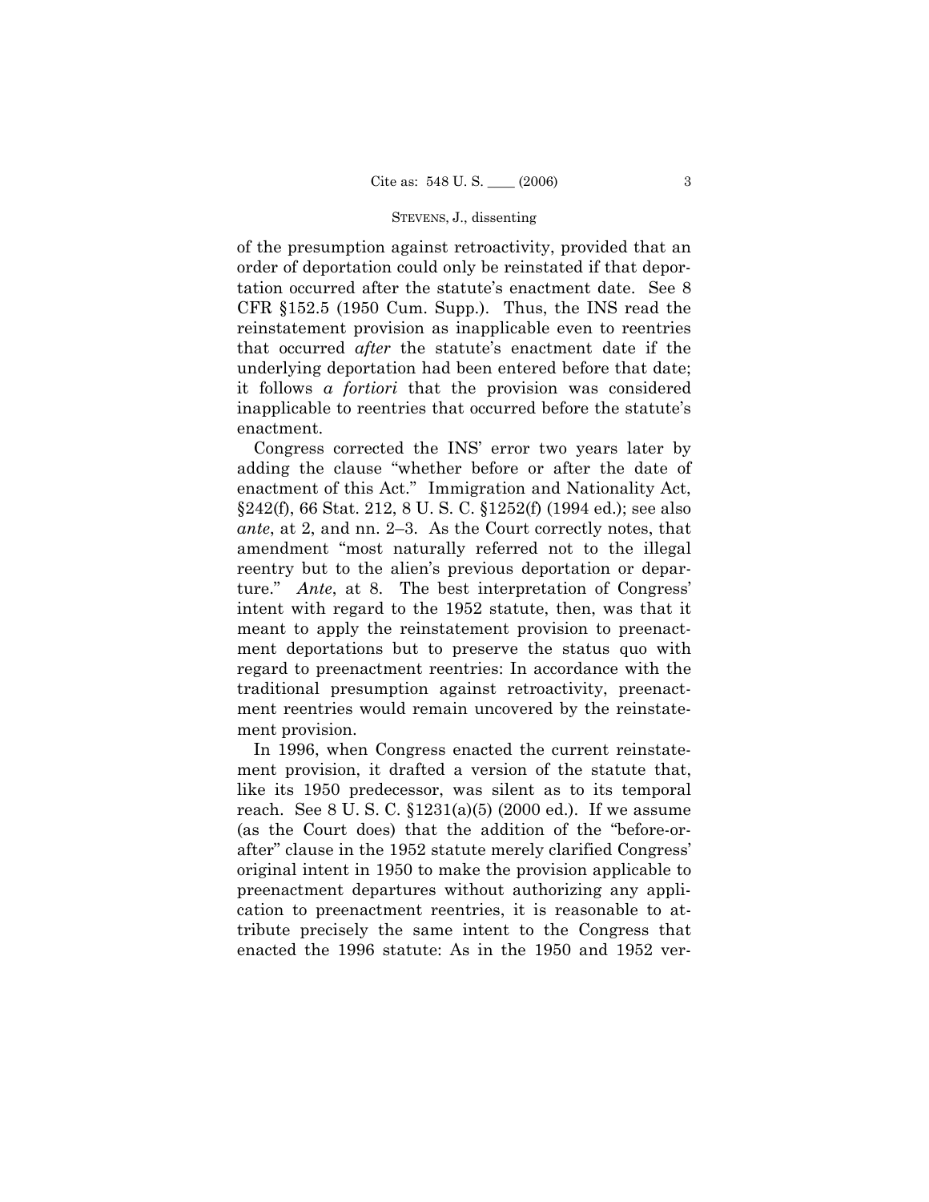of the presumption against retroactivity, provided that an order of deportation could only be reinstated if that deportation occurred after the statute's enactment date. See 8 CFR §152.5 (1950 Cum. Supp.). Thus, the INS read the reinstatement provision as inapplicable even to reentries that occurred *after* the statute's enactment date if the underlying deportation had been entered before that date; it follows *a fortiori* that the provision was considered inapplicable to reentries that occurred before the statute's enactment.

Congress corrected the INS' error two years later by adding the clause "whether before or after the date of enactment of this Act." Immigration and Nationality Act, §242(f), 66 Stat. 212, 8 U. S. C. §1252(f) (1994 ed.); see also *ante*, at 2, and nn. 2–3. As the Court correctly notes, that amendment "most naturally referred not to the illegal reentry but to the alien's previous deportation or departure." *Ante*, at 8. The best interpretation of Congress' intent with regard to the 1952 statute, then, was that it meant to apply the reinstatement provision to preenactment deportations but to preserve the status quo with regard to preenactment reentries: In accordance with the traditional presumption against retroactivity, preenactment reentries would remain uncovered by the reinstatement provision.

In 1996, when Congress enacted the current reinstatement provision, it drafted a version of the statute that, like its 1950 predecessor, was silent as to its temporal reach. See 8 U. S. C. §1231(a)(5) (2000 ed.). If we assume (as the Court does) that the addition of the "before-or-after" clause in the 1952 statute merely clarified Congress' original intent in 1950 to make the provision applicable to preenactment departures without authorizing any application to preenactment reentries, it is reasonable to attribute precisely the same intent to the Congress that enacted the 1996 statute: As in the 1950 and 1952 ver-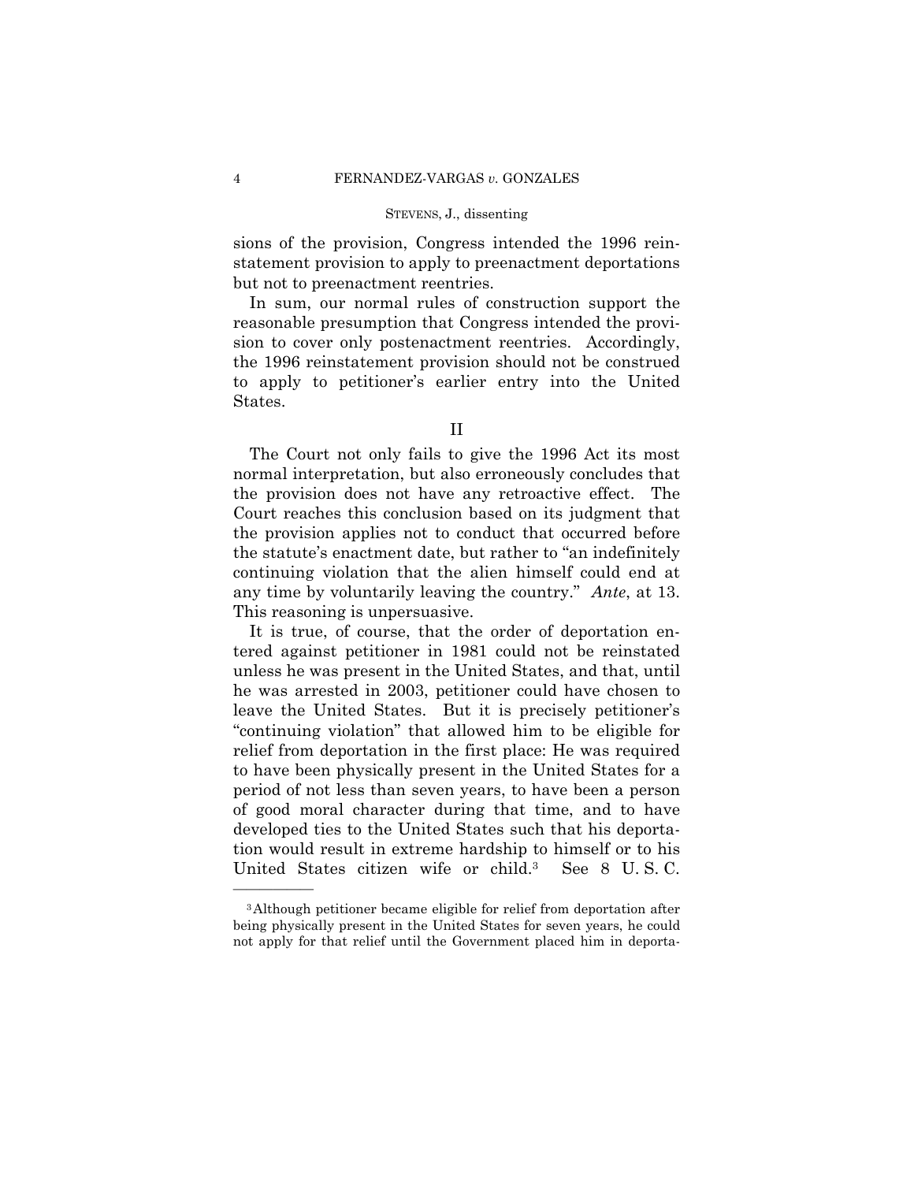sions of the provision, Congress intended the 1996 reinstatement provision to apply to preenactment deportations but not to preenactment reentries.

In sum, our normal rules of construction support the reasonable presumption that Congress intended the provision to cover only postenactment reentries. Accordingly, the 1996 reinstatement provision should not be construed to apply to petitioner's earlier entry into the United States.

## II

The Court not only fails to give the 1996 Act its most normal interpretation, but also erroneously concludes that the provision does not have any retroactive effect. The Court reaches this conclusion based on its judgment that the provision applies not to conduct that occurred before the statute's enactment date, but rather to "an indefinitely continuing violation that the alien himself could end at any time by voluntarily leaving the country." *Ante*, at 13. This reasoning is unpersuasive.

It is true, of course, that the order of deportation entered against petitioner in 1981 could not be reinstated unless he was present in the United States, and that, until he was arrested in 2003, petitioner could have chosen to leave the United States. But it is precisely petitioner's "continuing violation" that allowed him to be eligible for relief from deportation in the first place: He was required to have been physically present in the United States for a period of not less than seven years, to have been a person of good moral character during that time, and to have developed ties to the United States such that his deportation would result in extreme hardship to himself or to his United States citizen wife or child.[3] See 8 U. S. C.

---

[3] Although petitioner became eligible for relief from deportation after being physically present in the United States for seven years, he could not apply for that relief until the Government placed him in deporta-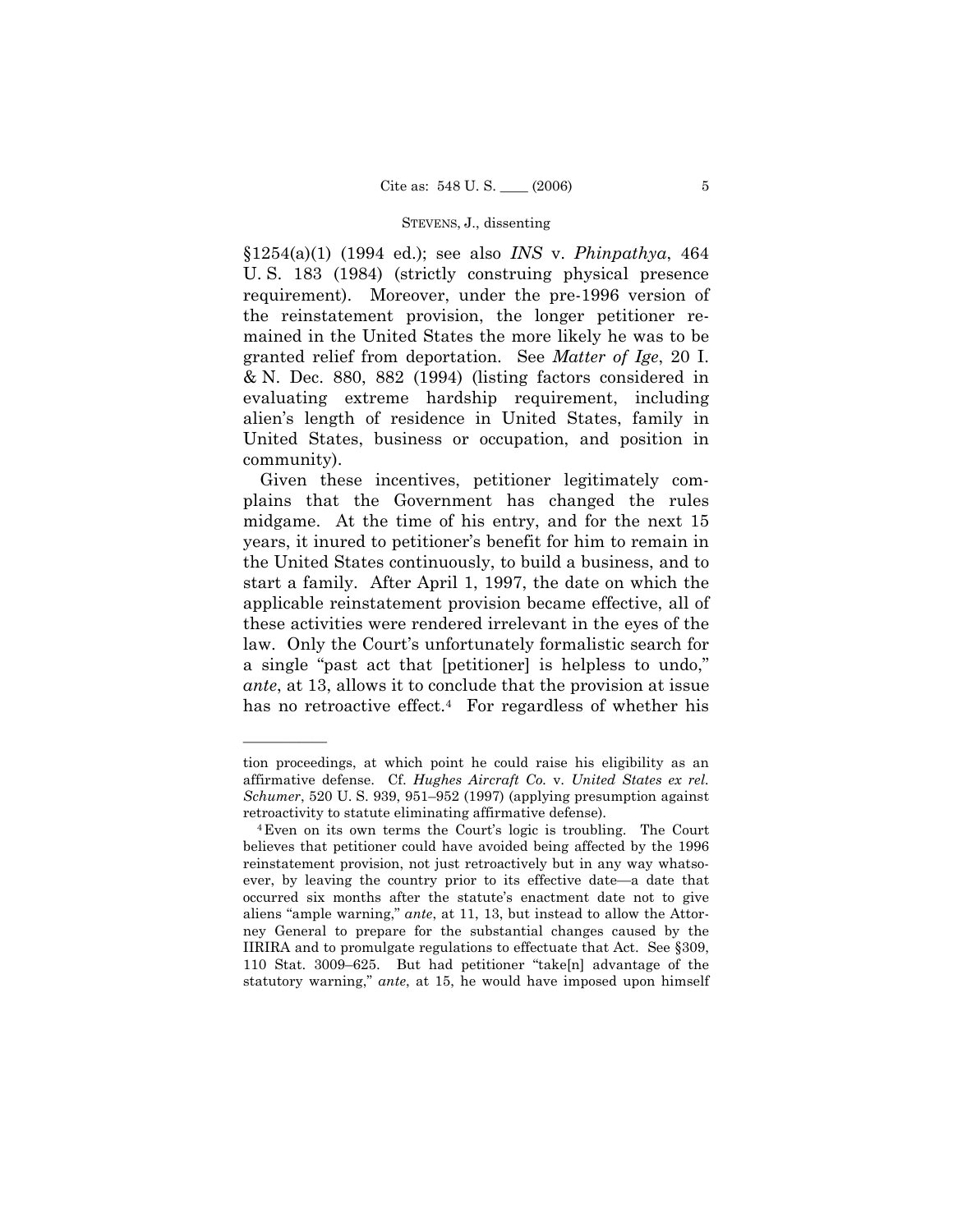§1254(a)(1) (1994 ed.); see also *INS* v. *Phinpathya*, 464 U. S. 183 (1984) (strictly construing physical presence requirement). Moreover, under the pre-1996 version of the reinstatement provision, the longer petitioner remained in the United States the more likely he was to be granted relief from deportation. See *Matter of Ige*, 20 I. & N. Dec. 880, 882 (1994) (listing factors considered in evaluating extreme hardship requirement, including alien's length of residence in United States, family in United States, business or occupation, and position in community).

Given these incentives, petitioner legitimately complains that the Government has changed the rules midgame. At the time of his entry, and for the next 15 years, it inured to petitioner's benefit for him to remain in the United States continuously, to build a business, and to start a family. After April 1, 1997, the date on which the applicable reinstatement provision became effective, all of these activities were rendered irrelevant in the eyes of the law. Only the Court's unfortunately formalistic search for a single "past act that [petitioner] is helpless to undo," *ante*, at 13, allows it to conclude that the provision at issue has no retroactive effect.[4] For regardless of whether his

---

tion proceedings, at which point he could raise his eligibility as an affirmative defense. Cf. *Hughes Aircraft Co.* v. *United States ex rel. Schumer*, 520 U. S. 939, 951–952 (1997) (applying presumption against retroactivity to statute eliminating affirmative defense).

[4] Even on its own terms the Court's logic is troubling. The Court believes that petitioner could have avoided being affected by the 1996 reinstatement provision, not just retroactively but in any way whatsoever, by leaving the country prior to its effective date—a date that occurred six months after the statute's enactment date not to give aliens "ample warning," *ante*, at 11, 13, but instead to allow the Attorney General to prepare for the substantial changes caused by the IIRIRA and to promulgate regulations to effectuate that Act. See §309, 110 Stat. 3009–625. But had petitioner "take[n] advantage of the statutory warning," *ante*, at 15, he would have imposed upon himself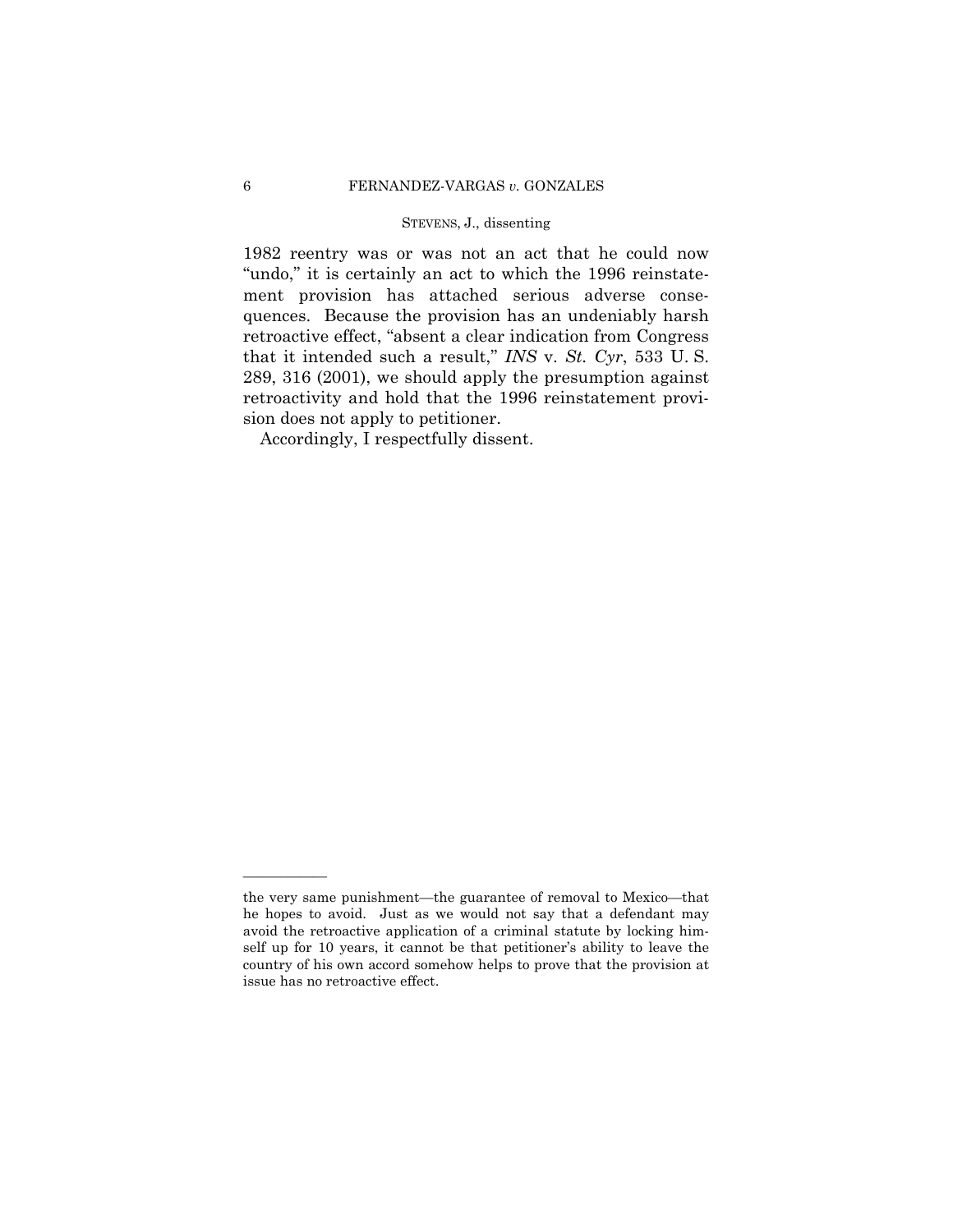1982 reentry was or was not an act that he could now "undo," it is certainly an act to which the 1996 reinstatement provision has attached serious adverse consequences. Because the provision has an undeniably harsh retroactive effect, "absent a clear indication from Congress that it intended such a result," *INS* v. *St. Cyr*, 533 U. S. 289, 316 (2001), we should apply the presumption against retroactivity and hold that the 1996 reinstatement provision does not apply to petitioner.

Accordingly, I respectfully dissent.

---

the very same punishment—the guarantee of removal to Mexico—that he hopes to avoid. Just as we would not say that a defendant may avoid the retroactive application of a criminal statute by locking himself up for 10 years, it cannot be that petitioner's ability to leave the country of his own accord somehow helps to prove that the provision at issue has no retroactive effect.